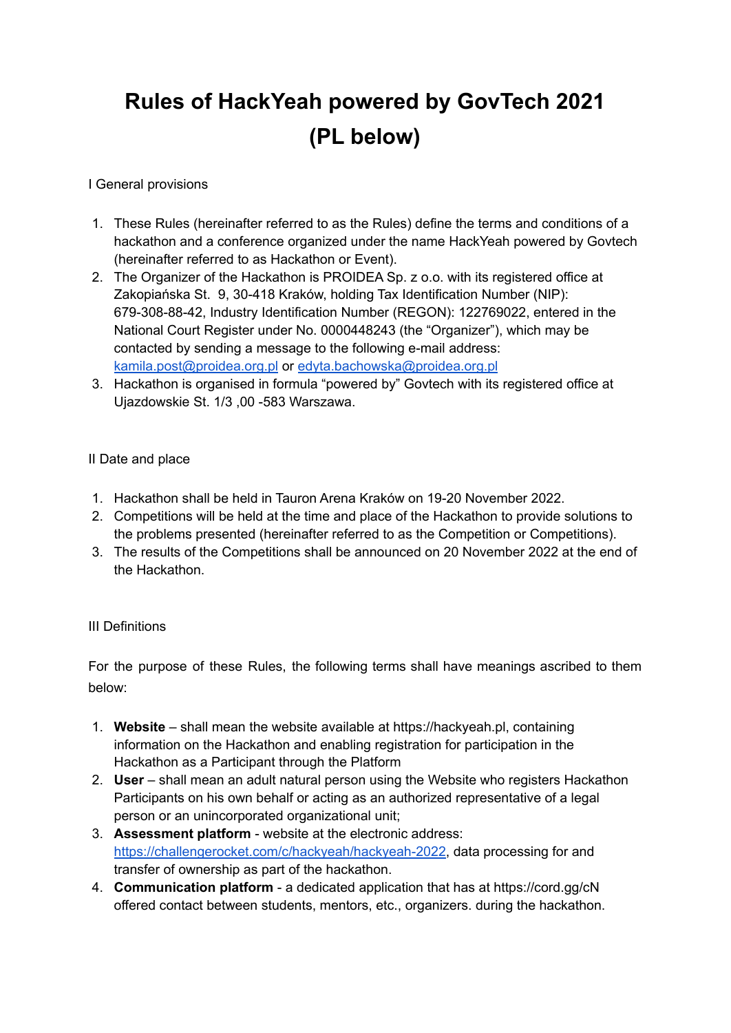# Rules of HackYeah powered by GovTech 2021
# (PL below)

I General provisions

1. These Rules (hereinafter referred to as the Rules) define the terms and conditions of a hackathon and a conference organized under the name HackYeah powered by Govtech (hereinafter referred to as Hackathon or Event).
2. The Organizer of the Hackathon is PROIDEA Sp. z o.o. with its registered office at Zakopiańska St. 9, 30-418 Kraków, holding Tax Identification Number (NIP): 679-308-88-42, Industry Identification Number (REGON): 122769022, entered in the National Court Register under No. 0000448243 (the “Organizer”), which may be contacted by sending a message to the following e-mail address: kamila.post@proidea.org.pl or edyta.bachowska@proidea.org.pl
3. Hackathon is organised in formula “powered by” Govtech with its registered office at Ujazdowskie St. 1/3 ,00 -583 Warszawa.

II Date and place

1. Hackathon shall be held in Tauron Arena Kraków on 19-20 November 2022.
2. Competitions will be held at the time and place of the Hackathon to provide solutions to the problems presented (hereinafter referred to as the Competition or Competitions).
3. The results of the Competitions shall be announced on 20 November 2022 at the end of the Hackathon.

III Definitions

For the purpose of these Rules, the following terms shall have meanings ascribed to them below:

1. **Website** – shall mean the website available at https://hackyeah.pl, containing information on the Hackathon and enabling registration for participation in the Hackathon as a Participant through the Platform
2. **User** – shall mean an adult natural person using the Website who registers Hackathon Participants on his own behalf or acting as an authorized representative of a legal person or an unincorporated organizational unit;
3. **Assessment platform** - website at the electronic address: https://challengerocket.com/c/hackyeah/hackyeah-2022, data processing for and transfer of ownership as part of the hackathon.
4. **Communication platform** - a dedicated application that has at https://cord.gg/cN offered contact between students, mentors, etc., organizers. during the hackathon.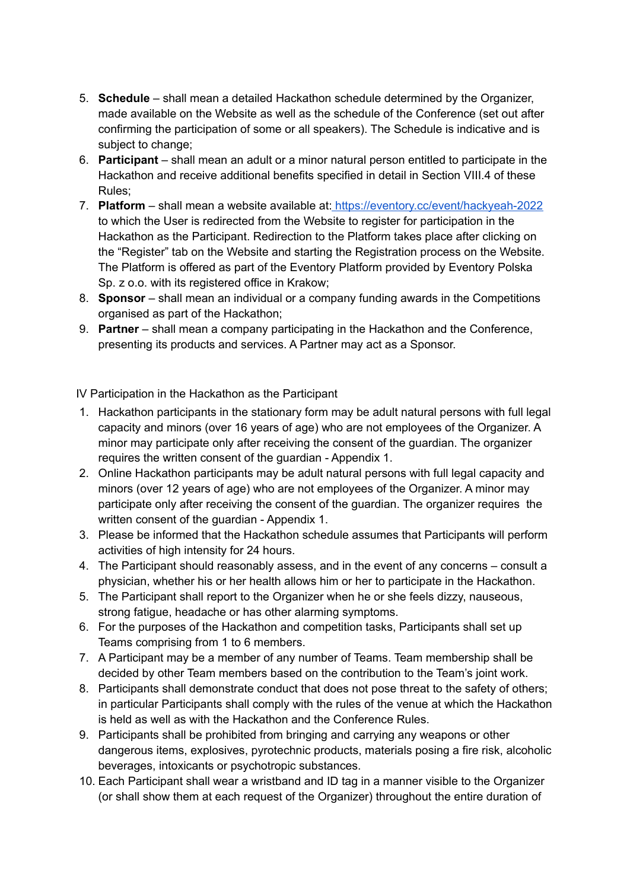5. **Schedule** – shall mean a detailed Hackathon schedule determined by the Organizer, made available on the Website as well as the schedule of the Conference (set out after confirming the participation of some or all speakers). The Schedule is indicative and is subject to change;
6. **Participant** – shall mean an adult or a minor natural person entitled to participate in the Hackathon and receive additional benefits specified in detail in Section VIII.4 of these Rules;
7. **Platform** – shall mean a website available at: [https://eventory.cc/event/hackyeah-2022](https://eventory.cc/event/hackyeah-2022) to which the User is redirected from the Website to register for participation in the Hackathon as the Participant. Redirection to the Platform takes place after clicking on the "Register" tab on the Website and starting the Registration process on the Website. The Platform is offered as part of the Eventory Platform provided by Eventory Polska Sp. z o.o. with its registered office in Krakow;
8. **Sponsor** – shall mean an individual or a company funding awards in the Competitions organised as part of the Hackathon;
9. **Partner** – shall mean a company participating in the Hackathon and the Conference, presenting its products and services. A Partner may act as a Sponsor.

IV Participation in the Hackathon as the Participant

1. Hackathon participants in the stationary form may be adult natural persons with full legal capacity and minors (over 16 years of age) who are not employees of the Organizer. A minor may participate only after receiving the consent of the guardian. The organizer requires the written consent of the guardian - Appendix 1.
2. Online Hackathon participants may be adult natural persons with full legal capacity and minors (over 12 years of age) who are not employees of the Organizer. A minor may participate only after receiving the consent of the guardian. The organizer requires the written consent of the guardian - Appendix 1.
3. Please be informed that the Hackathon schedule assumes that Participants will perform activities of high intensity for 24 hours.
4. The Participant should reasonably assess, and in the event of any concerns – consult a physician, whether his or her health allows him or her to participate in the Hackathon.
5. The Participant shall report to the Organizer when he or she feels dizzy, nauseous, strong fatigue, headache or has other alarming symptoms.
6. For the purposes of the Hackathon and competition tasks, Participants shall set up Teams comprising from 1 to 6 members.
7. A Participant may be a member of any number of Teams. Team membership shall be decided by other Team members based on the contribution to the Team's joint work.
8. Participants shall demonstrate conduct that does not pose threat to the safety of others; in particular Participants shall comply with the rules of the venue at which the Hackathon is held as well as with the Hackathon and the Conference Rules.
9. Participants shall be prohibited from bringing and carrying any weapons or other dangerous items, explosives, pyrotechnic products, materials posing a fire risk, alcoholic beverages, intoxicants or psychotropic substances.
10. Each Participant shall wear a wristband and ID tag in a manner visible to the Organizer (or shall show them at each request of the Organizer) throughout the entire duration of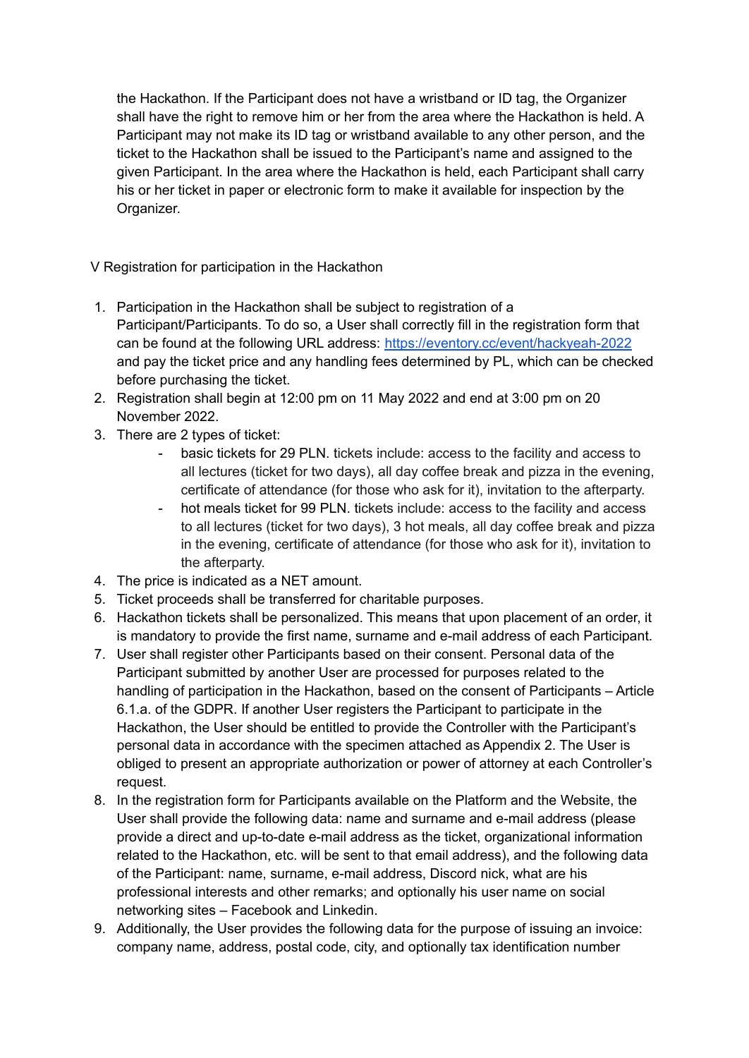the Hackathon. If the Participant does not have a wristband or ID tag, the Organizer shall have the right to remove him or her from the area where the Hackathon is held. A Participant may not make its ID tag or wristband available to any other person, and the ticket to the Hackathon shall be issued to the Participant's name and assigned to the given Participant. In the area where the Hackathon is held, each Participant shall carry his or her ticket in paper or electronic form to make it available for inspection by the Organizer.

## V Registration for participation in the Hackathon

1. Participation in the Hackathon shall be subject to registration of a Participant/Participants. To do so, a User shall correctly fill in the registration form that can be found at the following URL address: [https://eventory.cc/event/hackyeah-2022](https://eventory.cc/event/hackyeah-2022) and pay the ticket price and any handling fees determined by PL, which can be checked before purchasing the ticket.
2. Registration shall begin at 12:00 pm on 11 May 2022 and end at 3:00 pm on 20 November 2022.
3. There are 2 types of ticket:
   - basic tickets for 29 PLN. tickets include: access to the facility and access to all lectures (ticket for two days), all day coffee break and pizza in the evening, certificate of attendance (for those who ask for it), invitation to the afterparty.
   - hot meals ticket for 99 PLN. tickets include: access to the facility and access to all lectures (ticket for two days), 3 hot meals, all day coffee break and pizza in the evening, certificate of attendance (for those who ask for it), invitation to the afterparty.
4. The price is indicated as a NET amount.
5. Ticket proceeds shall be transferred for charitable purposes.
6. Hackathon tickets shall be personalized. This means that upon placement of an order, it is mandatory to provide the first name, surname and e-mail address of each Participant.
7. User shall register other Participants based on their consent. Personal data of the Participant submitted by another User are processed for purposes related to the handling of participation in the Hackathon, based on the consent of Participants – Article 6.1.a. of the GDPR. If another User registers the Participant to participate in the Hackathon, the User should be entitled to provide the Controller with the Participant's personal data in accordance with the specimen attached as Appendix 2. The User is obliged to present an appropriate authorization or power of attorney at each Controller's request.
8. In the registration form for Participants available on the Platform and the Website, the User shall provide the following data: name and surname and e-mail address (please provide a direct and up-to-date e-mail address as the ticket, organizational information related to the Hackathon, etc. will be sent to that email address), and the following data of the Participant: name, surname, e-mail address, Discord nick, what are his professional interests and other remarks; and optionally his user name on social networking sites – Facebook and Linkedin.
9. Additionally, the User provides the following data for the purpose of issuing an invoice: company name, address, postal code, city, and optionally tax identification number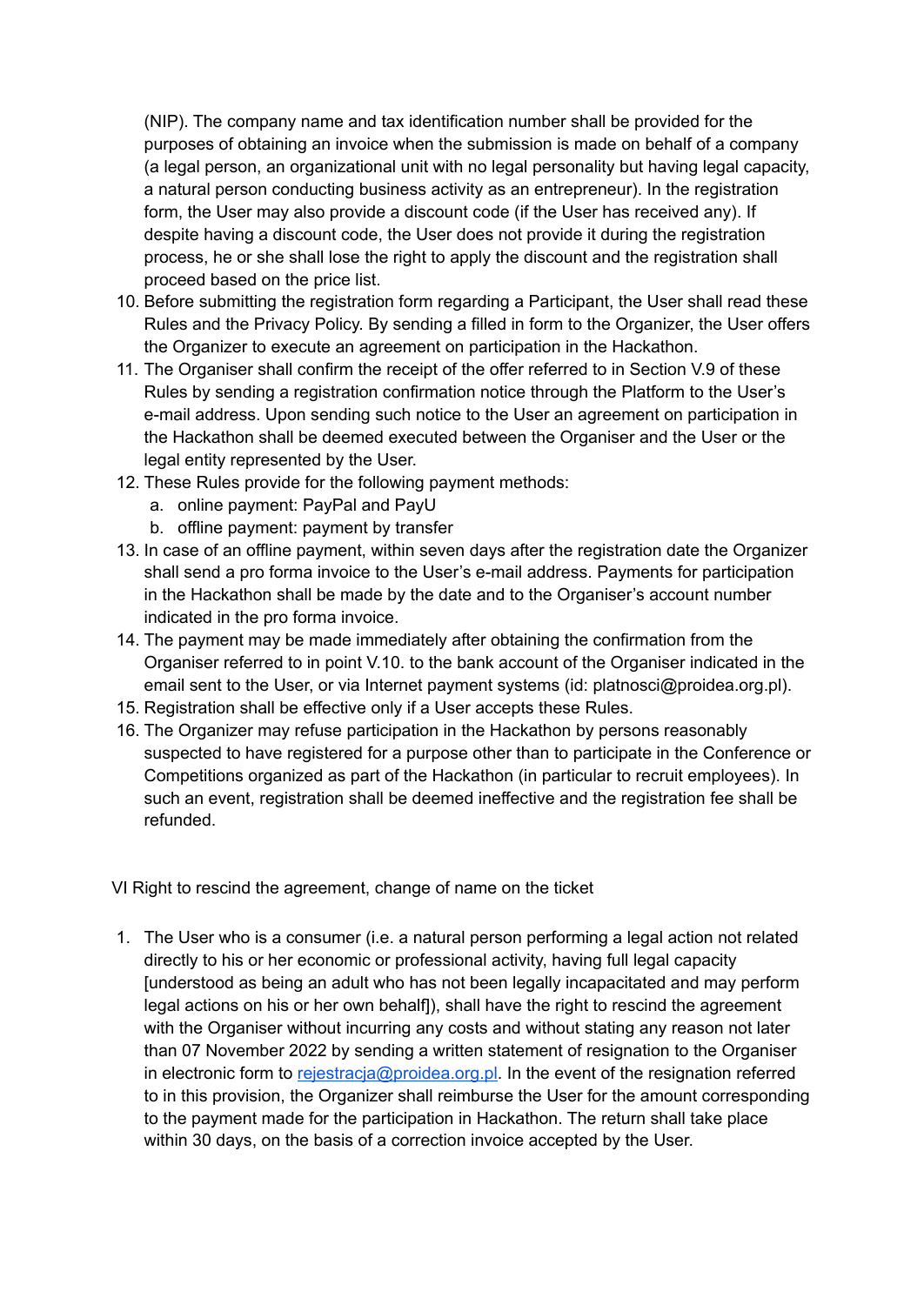(NIP). The company name and tax identification number shall be provided for the purposes of obtaining an invoice when the submission is made on behalf of a company (a legal person, an organizational unit with no legal personality but having legal capacity, a natural person conducting business activity as an entrepreneur). In the registration form, the User may also provide a discount code (if the User has received any). If despite having a discount code, the User does not provide it during the registration process, he or she shall lose the right to apply the discount and the registration shall proceed based on the price list.

10. Before submitting the registration form regarding a Participant, the User shall read these Rules and the Privacy Policy. By sending a filled in form to the Organizer, the User offers the Organizer to execute an agreement on participation in the Hackathon.
11. The Organiser shall confirm the receipt of the offer referred to in Section V.9 of these Rules by sending a registration confirmation notice through the Platform to the User's e-mail address. Upon sending such notice to the User an agreement on participation in the Hackathon shall be deemed executed between the Organiser and the User or the legal entity represented by the User.
12. These Rules provide for the following payment methods:
    a. online payment: PayPal and PayU
    b. offline payment: payment by transfer
13. In case of an offline payment, within seven days after the registration date the Organizer shall send a pro forma invoice to the User's e-mail address. Payments for participation in the Hackathon shall be made by the date and to the Organiser's account number indicated in the pro forma invoice.
14. The payment may be made immediately after obtaining the confirmation from the Organiser referred to in point V.10. to the bank account of the Organiser indicated in the email sent to the User, or via Internet payment systems (id: platnosci@proidea.org.pl).
15. Registration shall be effective only if a User accepts these Rules.
16. The Organizer may refuse participation in the Hackathon by persons reasonably suspected to have registered for a purpose other than to participate in the Conference or Competitions organized as part of the Hackathon (in particular to recruit employees). In such an event, registration shall be deemed ineffective and the registration fee shall be refunded.

VI Right to rescind the agreement, change of name on the ticket

1. The User who is a consumer (i.e. a natural person performing a legal action not related directly to his or her economic or professional activity, having full legal capacity [understood as being an adult who has not been legally incapacitated and may perform legal actions on his or her own behalf]), shall have the right to rescind the agreement with the Organiser without incurring any costs and without stating any reason not later than 07 November 2022 by sending a written statement of resignation to the Organiser in electronic form to rejestracja@proidea.org.pl. In the event of the resignation referred to in this provision, the Organizer shall reimburse the User for the amount corresponding to the payment made for the participation in Hackathon. The return shall take place within 30 days, on the basis of a correction invoice accepted by the User.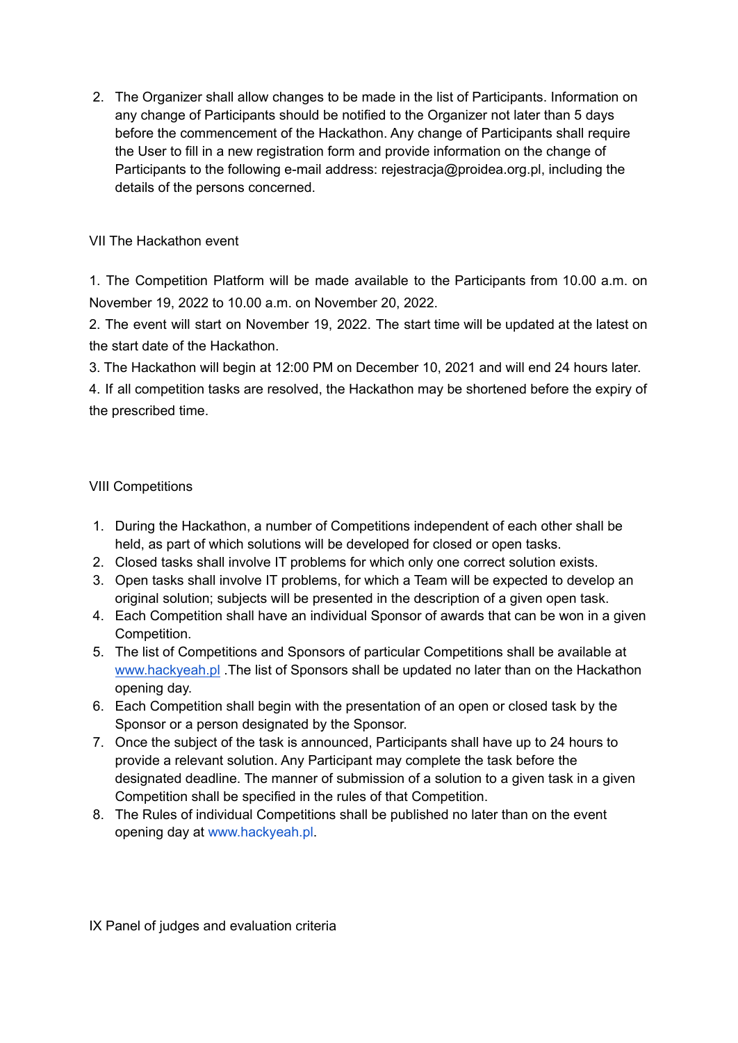2. The Organizer shall allow changes to be made in the list of Participants. Information on any change of Participants should be notified to the Organizer not later than 5 days before the commencement of the Hackathon. Any change of Participants shall require the User to fill in a new registration form and provide information on the change of Participants to the following e-mail address: rejestracja@proidea.org.pl, including the details of the persons concerned.

## VII The Hackathon event

1. The Competition Platform will be made available to the Participants from 10.00 a.m. on November 19, 2022 to 10.00 a.m. on November 20, 2022.
2. The event will start on November 19, 2022. The start time will be updated at the latest on the start date of the Hackathon.
3. The Hackathon will begin at 12:00 PM on December 10, 2021 and will end 24 hours later.
4. If all competition tasks are resolved, the Hackathon may be shortened before the expiry of the prescribed time.

## VIII Competitions

1. During the Hackathon, a number of Competitions independent of each other shall be held, as part of which solutions will be developed for closed or open tasks.
2. Closed tasks shall involve IT problems for which only one correct solution exists.
3. Open tasks shall involve IT problems, for which a Team will be expected to develop an original solution; subjects will be presented in the description of a given open task.
4. Each Competition shall have an individual Sponsor of awards that can be won in a given Competition.
5. The list of Competitions and Sponsors of particular Competitions shall be available at [www.hackyeah.pl](http://www.hackyeah.pl) .The list of Sponsors shall be updated no later than on the Hackathon opening day.
6. Each Competition shall begin with the presentation of an open or closed task by the Sponsor or a person designated by the Sponsor.
7. Once the subject of the task is announced, Participants shall have up to 24 hours to provide a relevant solution. Any Participant may complete the task before the designated deadline. The manner of submission of a solution to a given task in a given Competition shall be specified in the rules of that Competition.
8. The Rules of individual Competitions shall be published no later than on the event opening day at www.hackyeah.pl.

## IX Panel of judges and evaluation criteria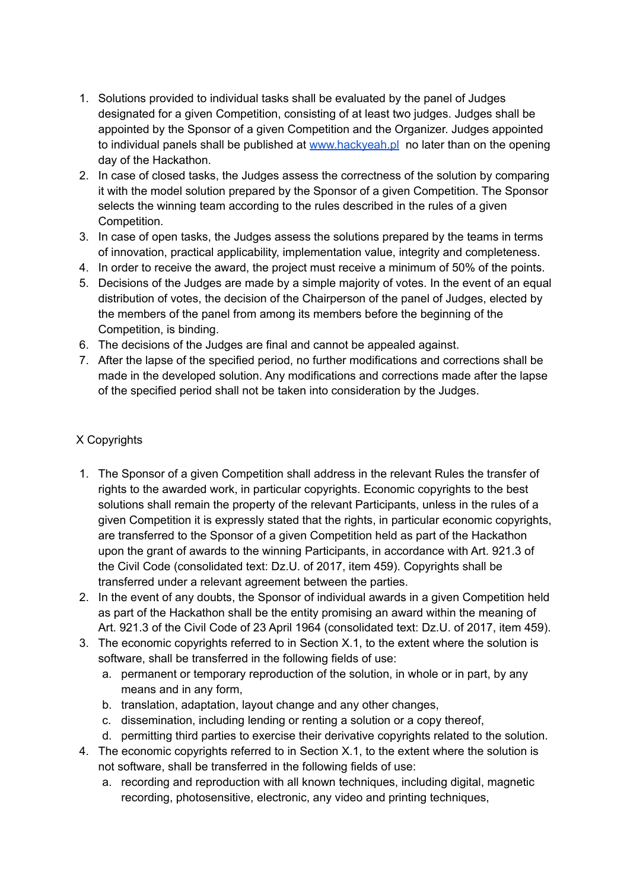1. Solutions provided to individual tasks shall be evaluated by the panel of Judges designated for a given Competition, consisting of at least two judges. Judges shall be appointed by the Sponsor of a given Competition and the Organizer. Judges appointed to individual panels shall be published at [www.hackyeah.pl](http://www.hackyeah.pl) no later than on the opening day of the Hackathon.
2. In case of closed tasks, the Judges assess the correctness of the solution by comparing it with the model solution prepared by the Sponsor of a given Competition. The Sponsor selects the winning team according to the rules described in the rules of a given Competition.
3. In case of open tasks, the Judges assess the solutions prepared by the teams in terms of innovation, practical applicability, implementation value, integrity and completeness.
4. In order to receive the award, the project must receive a minimum of 50% of the points.
5. Decisions of the Judges are made by a simple majority of votes. In the event of an equal distribution of votes, the decision of the Chairperson of the panel of Judges, elected by the members of the panel from among its members before the beginning of the Competition, is binding.
6. The decisions of the Judges are final and cannot be appealed against.
7. After the lapse of the specified period, no further modifications and corrections shall be made in the developed solution. Any modifications and corrections made after the lapse of the specified period shall not be taken into consideration by the Judges.

## X Copyrights

1. The Sponsor of a given Competition shall address in the relevant Rules the transfer of rights to the awarded work, in particular copyrights. Economic copyrights to the best solutions shall remain the property of the relevant Participants, unless in the rules of a given Competition it is expressly stated that the rights, in particular economic copyrights, are transferred to the Sponsor of a given Competition held as part of the Hackathon upon the grant of awards to the winning Participants, in accordance with Art. 921.3 of the Civil Code (consolidated text: Dz.U. of 2017, item 459). Copyrights shall be transferred under a relevant agreement between the parties.
2. In the event of any doubts, the Sponsor of individual awards in a given Competition held as part of the Hackathon shall be the entity promising an award within the meaning of Art. 921.3 of the Civil Code of 23 April 1964 (consolidated text: Dz.U. of 2017, item 459).
3. The economic copyrights referred to in Section X.1, to the extent where the solution is software, shall be transferred in the following fields of use:
   a. permanent or temporary reproduction of the solution, in whole or in part, by any means and in any form,
   b. translation, adaptation, layout change and any other changes,
   c. dissemination, including lending or renting a solution or a copy thereof,
   d. permitting third parties to exercise their derivative copyrights related to the solution.
4. The economic copyrights referred to in Section X.1, to the extent where the solution is not software, shall be transferred in the following fields of use:
   a. recording and reproduction with all known techniques, including digital, magnetic recording, photosensitive, electronic, any video and printing techniques,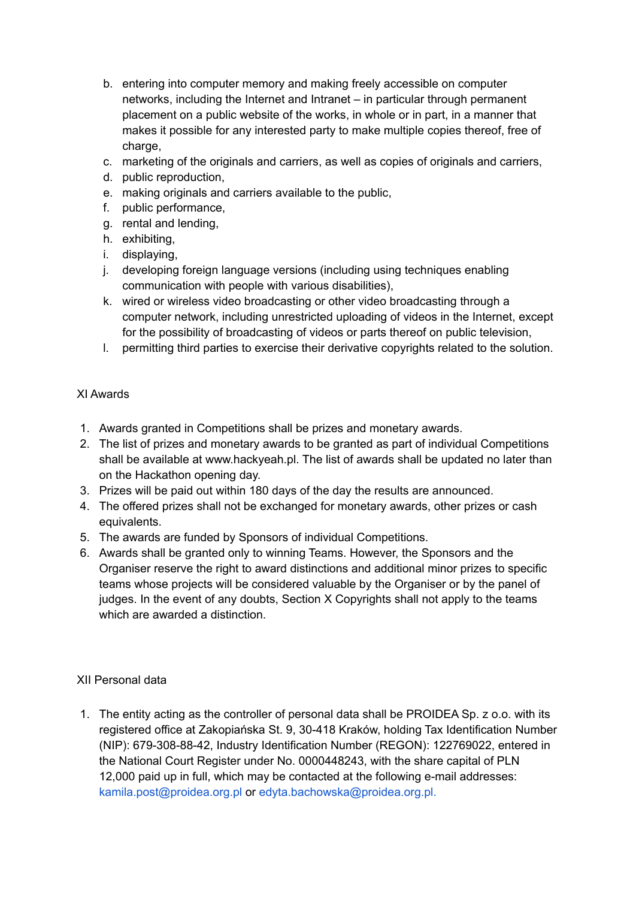b. entering into computer memory and making freely accessible on computer networks, including the Internet and Intranet – in particular through permanent placement on a public website of the works, in whole or in part, in a manner that makes it possible for any interested party to make multiple copies thereof, free of charge,
c. marketing of the originals and carriers, as well as copies of originals and carriers,
d. public reproduction,
e. making originals and carriers available to the public,
f. public performance,
g. rental and lending,
h. exhibiting,
i. displaying,
j. developing foreign language versions (including using techniques enabling communication with people with various disabilities),
k. wired or wireless video broadcasting or other video broadcasting through a computer network, including unrestricted uploading of videos in the Internet, except for the possibility of broadcasting of videos or parts thereof on public television,
l. permitting third parties to exercise their derivative copyrights related to the solution.

## XI Awards

1. Awards granted in Competitions shall be prizes and monetary awards.
2. The list of prizes and monetary awards to be granted as part of individual Competitions shall be available at www.hackyeah.pl. The list of awards shall be updated no later than on the Hackathon opening day.
3. Prizes will be paid out within 180 days of the day the results are announced.
4. The offered prizes shall not be exchanged for monetary awards, other prizes or cash equivalents.
5. The awards are funded by Sponsors of individual Competitions.
6. Awards shall be granted only to winning Teams. However, the Sponsors and the Organiser reserve the right to award distinctions and additional minor prizes to specific teams whose projects will be considered valuable by the Organiser or by the panel of judges. In the event of any doubts, Section X Copyrights shall not apply to the teams which are awarded a distinction.

## XII Personal data

1. The entity acting as the controller of personal data shall be PROIDEA Sp. z o.o. with its registered office at Zakopiańska St. 9, 30-418 Kraków, holding Tax Identification Number (NIP): 679-308-88-42, Industry Identification Number (REGON): 122769022, entered in the National Court Register under No. 0000448243, with the share capital of PLN 12,000 paid up in full, which may be contacted at the following e-mail addresses: kamila.post@proidea.org.pl or edyta.bachowska@proidea.org.pl.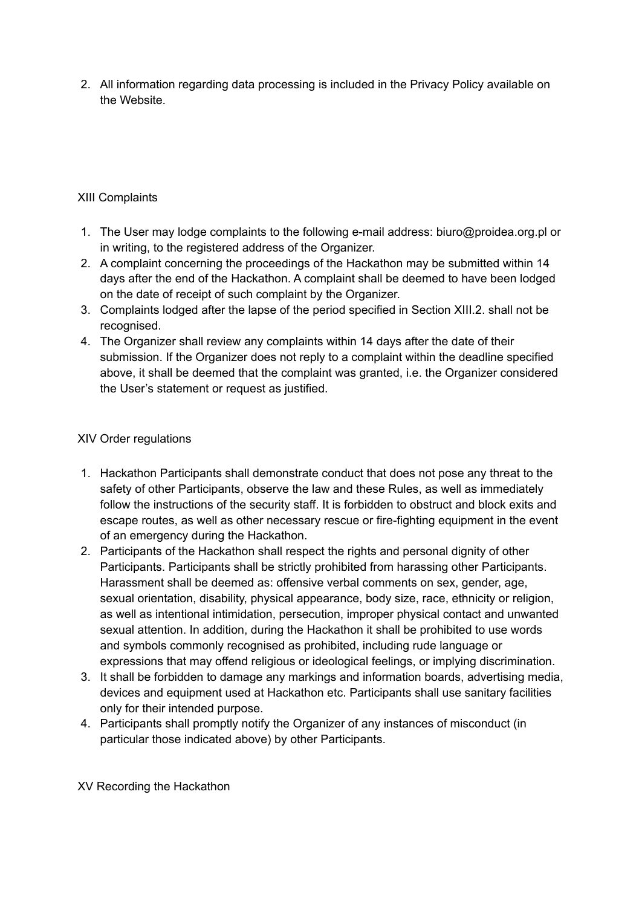2. All information regarding data processing is included in the Privacy Policy available on the Website.

## XIII Complaints

1. The User may lodge complaints to the following e-mail address: biuro@proidea.org.pl or in writing, to the registered address of the Organizer.
2. A complaint concerning the proceedings of the Hackathon may be submitted within 14 days after the end of the Hackathon. A complaint shall be deemed to have been lodged on the date of receipt of such complaint by the Organizer.
3. Complaints lodged after the lapse of the period specified in Section XIII.2. shall not be recognised.
4. The Organizer shall review any complaints within 14 days after the date of their submission. If the Organizer does not reply to a complaint within the deadline specified above, it shall be deemed that the complaint was granted, i.e. the Organizer considered the User's statement or request as justified.

## XIV Order regulations

1. Hackathon Participants shall demonstrate conduct that does not pose any threat to the safety of other Participants, observe the law and these Rules, as well as immediately follow the instructions of the security staff. It is forbidden to obstruct and block exits and escape routes, as well as other necessary rescue or fire-fighting equipment in the event of an emergency during the Hackathon.
2. Participants of the Hackathon shall respect the rights and personal dignity of other Participants. Participants shall be strictly prohibited from harassing other Participants. Harassment shall be deemed as: offensive verbal comments on sex, gender, age, sexual orientation, disability, physical appearance, body size, race, ethnicity or religion, as well as intentional intimidation, persecution, improper physical contact and unwanted sexual attention. In addition, during the Hackathon it shall be prohibited to use words and symbols commonly recognised as prohibited, including rude language or expressions that may offend religious or ideological feelings, or implying discrimination.
3. It shall be forbidden to damage any markings and information boards, advertising media, devices and equipment used at Hackathon etc. Participants shall use sanitary facilities only for their intended purpose.
4. Participants shall promptly notify the Organizer of any instances of misconduct (in particular those indicated above) by other Participants.

## XV Recording the Hackathon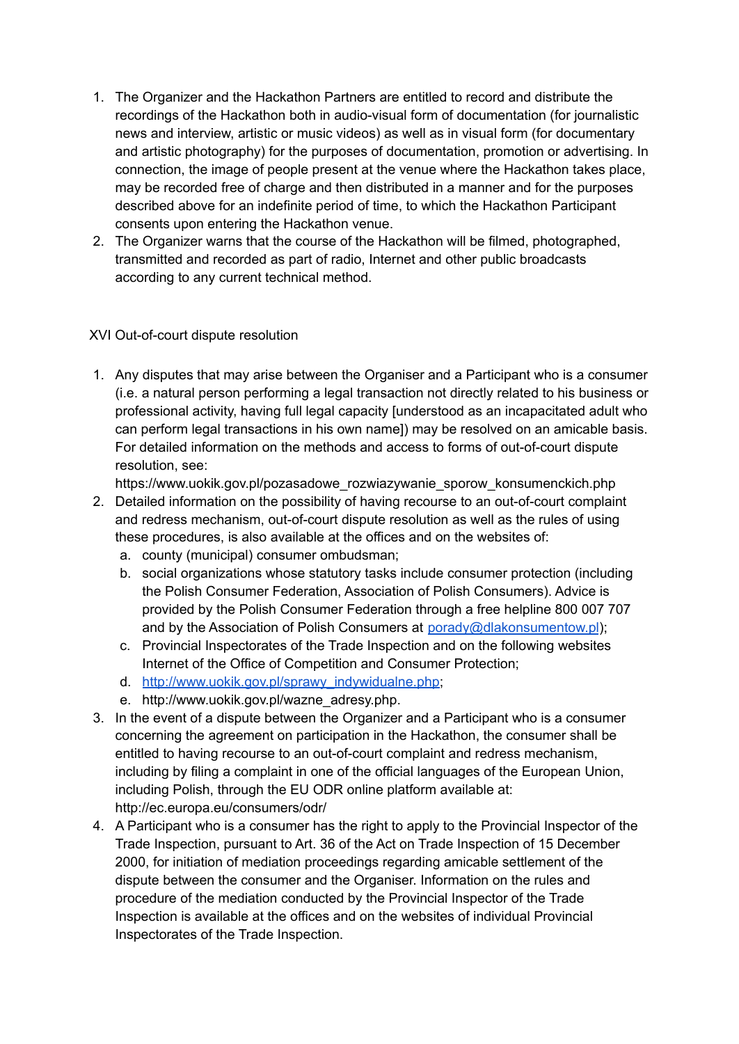1. The Organizer and the Hackathon Partners are entitled to record and distribute the recordings of the Hackathon both in audio-visual form of documentation (for journalistic news and interview, artistic or music videos) as well as in visual form (for documentary and artistic photography) for the purposes of documentation, promotion or advertising. In connection, the image of people present at the venue where the Hackathon takes place, may be recorded free of charge and then distributed in a manner and for the purposes described above for an indefinite period of time, to which the Hackathon Participant consents upon entering the Hackathon venue.
2. The Organizer warns that the course of the Hackathon will be filmed, photographed, transmitted and recorded as part of radio, Internet and other public broadcasts according to any current technical method.

## XVI Out-of-court dispute resolution

1. Any disputes that may arise between the Organiser and a Participant who is a consumer (i.e. a natural person performing a legal transaction not directly related to his business or professional activity, having full legal capacity [understood as an incapacitated adult who can perform legal transactions in his own name]) may be resolved on an amicable basis. For detailed information on the methods and access to forms of out-of-court dispute resolution, see: https://www.uokik.gov.pl/pozasadowe_rozwiazywanie_sporow_konsumenckich.php
2. Detailed information on the possibility of having recourse to an out-of-court complaint and redress mechanism, out-of-court dispute resolution as well as the rules of using these procedures, is also available at the offices and on the websites of:
   a. county (municipal) consumer ombudsman;
   b. social organizations whose statutory tasks include consumer protection (including the Polish Consumer Federation, Association of Polish Consumers). Advice is provided by the Polish Consumer Federation through a free helpline 800 007 707 and by the Association of Polish Consumers at [porady@dlakonsumentow.pl](mailto:porady@dlakonsumentow.pl));
   c. Provincial Inspectorates of the Trade Inspection and on the following websites Internet of the Office of Competition and Consumer Protection;
   d. [http://www.uokik.gov.pl/sprawy_indywidualne.php](http://www.uokik.gov.pl/sprawy_indywidualne.php);
   e. http://www.uokik.gov.pl/wazne_adresy.php.
3. In the event of a dispute between the Organizer and a Participant who is a consumer concerning the agreement on participation in the Hackathon, the consumer shall be entitled to having recourse to an out-of-court complaint and redress mechanism, including by filing a complaint in one of the official languages of the European Union, including Polish, through the EU ODR online platform available at: http://ec.europa.eu/consumers/odr/
4. A Participant who is a consumer has the right to apply to the Provincial Inspector of the Trade Inspection, pursuant to Art. 36 of the Act on Trade Inspection of 15 December 2000, for initiation of mediation proceedings regarding amicable settlement of the dispute between the consumer and the Organiser. Information on the rules and procedure of the mediation conducted by the Provincial Inspector of the Trade Inspection is available at the offices and on the websites of individual Provincial Inspectorates of the Trade Inspection.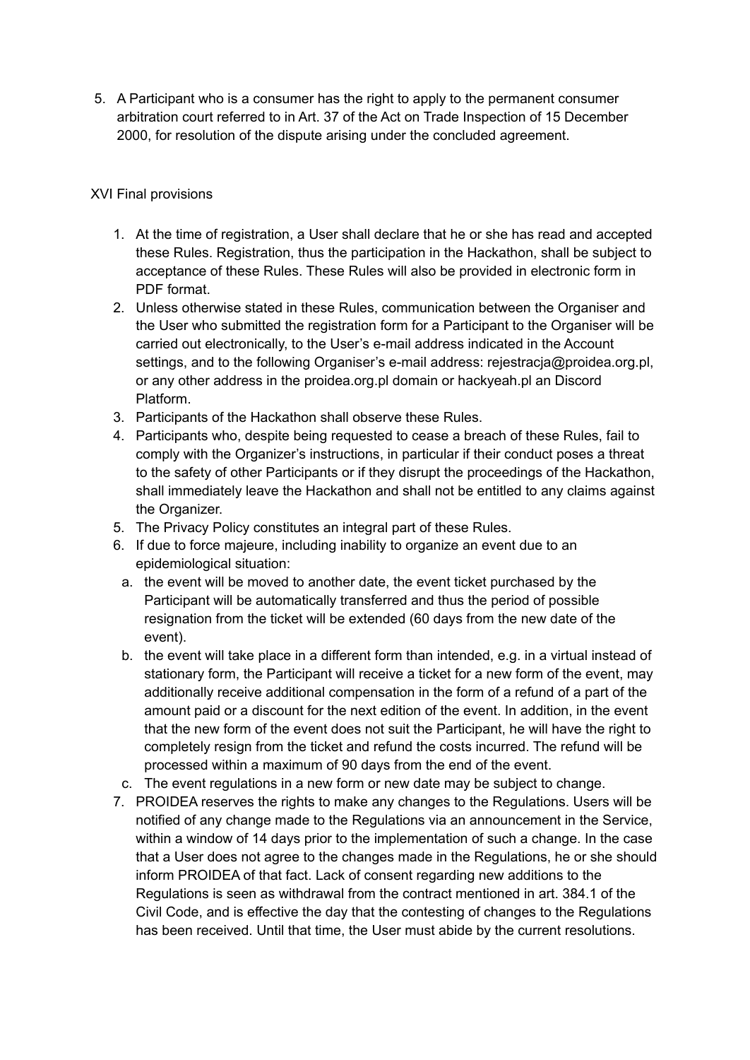5. A Participant who is a consumer has the right to apply to the permanent consumer arbitration court referred to in Art. 37 of the Act on Trade Inspection of 15 December 2000, for resolution of the dispute arising under the concluded agreement.

## XVI Final provisions

1. At the time of registration, a User shall declare that he or she has read and accepted these Rules. Registration, thus the participation in the Hackathon, shall be subject to acceptance of these Rules. These Rules will also be provided in electronic form in PDF format.
2. Unless otherwise stated in these Rules, communication between the Organiser and the User who submitted the registration form for a Participant to the Organiser will be carried out electronically, to the User's e-mail address indicated in the Account settings, and to the following Organiser's e-mail address: rejestracja@proidea.org.pl, or any other address in the proidea.org.pl domain or hackyeah.pl an Discord Platform.
3. Participants of the Hackathon shall observe these Rules.
4. Participants who, despite being requested to cease a breach of these Rules, fail to comply with the Organizer's instructions, in particular if their conduct poses a threat to the safety of other Participants or if they disrupt the proceedings of the Hackathon, shall immediately leave the Hackathon and shall not be entitled to any claims against the Organizer.
5. The Privacy Policy constitutes an integral part of these Rules.
6. If due to force majeure, including inability to organize an event due to an epidemiological situation:
   a. the event will be moved to another date, the event ticket purchased by the Participant will be automatically transferred and thus the period of possible resignation from the ticket will be extended (60 days from the new date of the event).
   b. the event will take place in a different form than intended, e.g. in a virtual instead of stationary form, the Participant will receive a ticket for a new form of the event, may additionally receive additional compensation in the form of a refund of a part of the amount paid or a discount for the next edition of the event. In addition, in the event that the new form of the event does not suit the Participant, he will have the right to completely resign from the ticket and refund the costs incurred. The refund will be processed within a maximum of 90 days from the end of the event.
   c. The event regulations in a new form or new date may be subject to change.
7. PROIDEA reserves the rights to make any changes to the Regulations. Users will be notified of any change made to the Regulations via an announcement in the Service, within a window of 14 days prior to the implementation of such a change. In the case that a User does not agree to the changes made in the Regulations, he or she should inform PROIDEA of that fact. Lack of consent regarding new additions to the Regulations is seen as withdrawal from the contract mentioned in art. 384.1 of the Civil Code, and is effective the day that the contesting of changes to the Regulations has been received. Until that time, the User must abide by the current resolutions.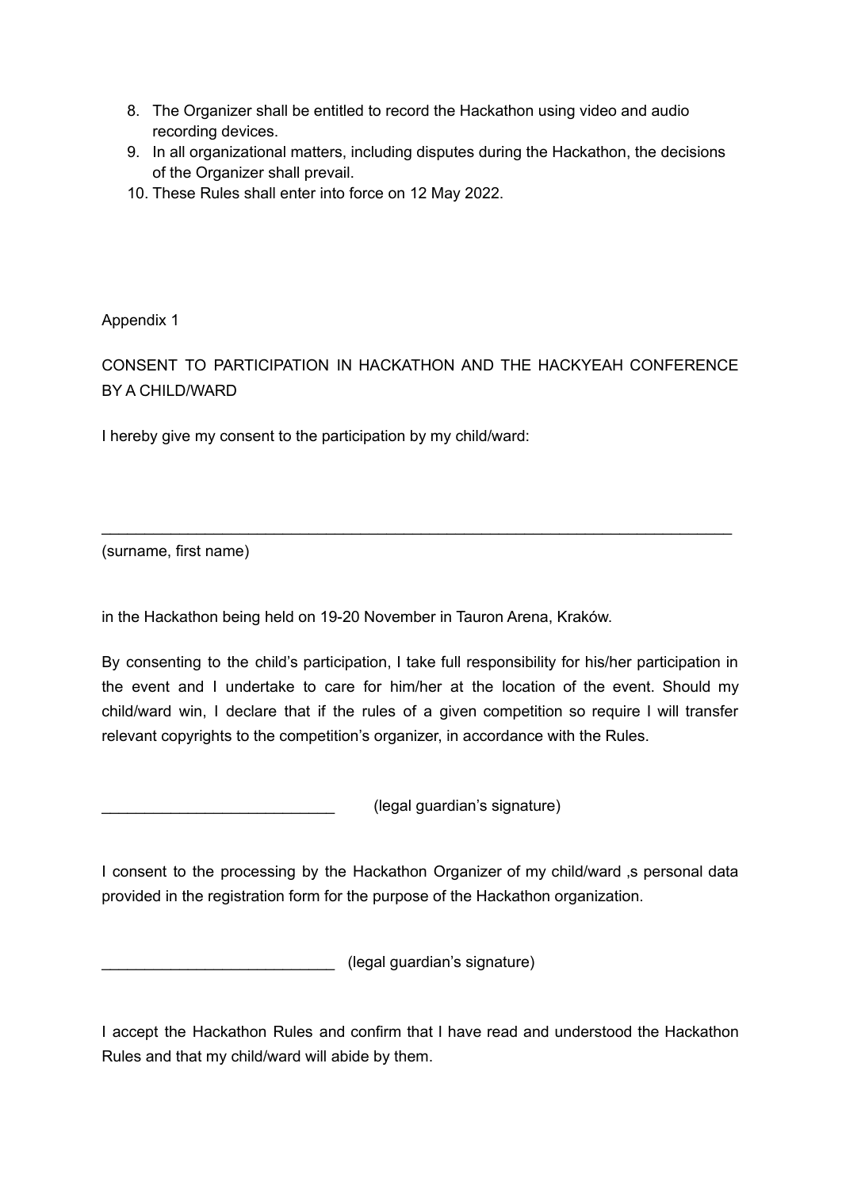8. The Organizer shall be entitled to record the Hackathon using video and audio recording devices.
9. In all organizational matters, including disputes during the Hackathon, the decisions of the Organizer shall prevail.
10. These Rules shall enter into force on 12 May 2022.

Appendix 1

CONSENT TO PARTICIPATION IN HACKATHON AND THE HACKYEAH CONFERENCE BY A CHILD/WARD

I hereby give my consent to the participation by my child/ward:

_____________________________________________________________________________

(surname, first name)

in the Hackathon being held on 19-20 November in Tauron Arena, Kraków.

By consenting to the child's participation, I take full responsibility for his/her participation in the event and I undertake to care for him/her at the location of the event. Should my child/ward win, I declare that if the rules of a given competition so require I will transfer relevant copyrights to the competition's organizer, in accordance with the Rules.

___________________________ (legal guardian's signature)

I consent to the processing by the Hackathon Organizer of my child/ward ,s personal data provided in the registration form for the purpose of the Hackathon organization.

___________________________ (legal guardian's signature)

I accept the Hackathon Rules and confirm that I have read and understood the Hackathon Rules and that my child/ward will abide by them.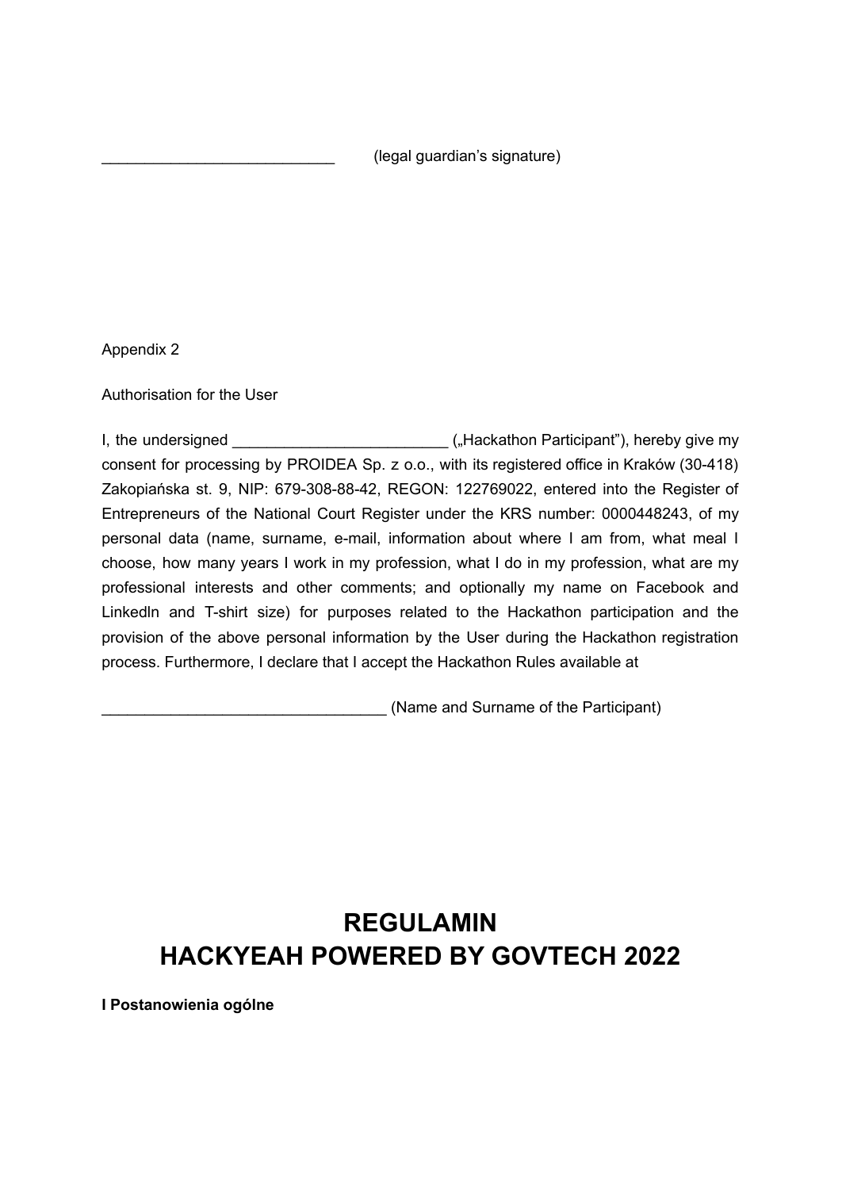___________________________ (legal guardian's signature)

Appendix 2

Authorisation for the User

I, the undersigned _________________________ („Hackathon Participant"), hereby give my consent for processing by PROIDEA Sp. z o.o., with its registered office in Kraków (30-418) Zakopiańska st. 9, NIP: 679-308-88-42, REGON: 122769022, entered into the Register of Entrepreneurs of the National Court Register under the KRS number: 0000448243, of my personal data (name, surname, e-mail, information about where I am from, what meal I choose, how many years I work in my profession, what I do in my profession, what are my professional interests and other comments; and optionally my name on Facebook and Linkedln and T-shirt size) for purposes related to the Hackathon participation and the provision of the above personal information by the User during the Hackathon registration process. Furthermore, I declare that I accept the Hackathon Rules available at

_________________________________ (Name and Surname of the Participant)

# REGULAMIN
# HACKYEAH POWERED BY GOVTECH 2022

**I Postanowienia ogólne**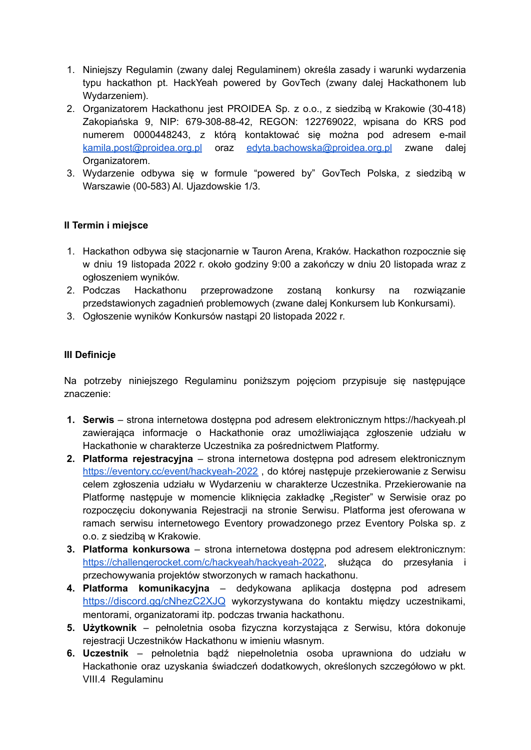1. Niniejszy Regulamin (zwany dalej Regulaminem) określa zasady i warunki wydarzenia typu hackathon pt. HackYeah powered by GovTech (zwany dalej Hackathonem lub Wydarzeniem).
2. Organizatorem Hackathonu jest PROIDEA Sp. z o.o., z siedzibą w Krakowie (30-418) Zakopiańska 9, NIP: 679-308-88-42, REGON: 122769022, wpisana do KRS pod numerem 0000448243, z którą kontaktować się można pod adresem e-mail kamila.post@proidea.org.pl oraz edyta.bachowska@proidea.org.pl zwane dalej Organizatorem.
3. Wydarzenie odbywa się w formule "powered by" GovTech Polska, z siedzibą w Warszawie (00-583) Al. Ujazdowskie 1/3.

### II Termin i miejsce

1. Hackathon odbywa się stacjonarnie w Tauron Arena, Kraków. Hackathon rozpocznie się w dniu 19 listopada 2022 r. około godziny 9:00 a zakończy w dniu 20 listopada wraz z ogłoszeniem wyników.
2. Podczas Hackathonu przeprowadzone zostaną konkursy na rozwiązanie przedstawionych zagadnień problemowych (zwane dalej Konkursem lub Konkursami).
3. Ogłoszenie wyników Konkursów nastąpi 20 listopada 2022 r.

### III Definicje

Na potrzeby niniejszego Regulaminu poniższym pojęciom przypisuje się następujące znaczenie:

1. **Serwis** – strona internetowa dostępna pod adresem elektronicznym https://hackyeah.pl zawierająca informacje o Hackathonie oraz umożliwiająca zgłoszenie udziału w Hackathonie w charakterze Uczestnika za pośrednictwem Platformy.
2. **Platforma rejestracyjna** – strona internetowa dostępna pod adresem elektronicznym https://eventory.cc/event/hackyeah-2022 , do której następuje przekierowanie z Serwisu celem zgłoszenia udziału w Wydarzeniu w charakterze Uczestnika. Przekierowanie na Platformę następuje w momencie kliknięcia zakładkę „Register" w Serwisie oraz po rozpoczęciu dokonywania Rejestracji na stronie Serwisu. Platforma jest oferowana w ramach serwisu internetowego Eventory prowadzonego przez Eventory Polska sp. z o.o. z siedzibą w Krakowie.
3. **Platforma konkursowa** – strona internetowa dostępna pod adresem elektronicznym: https://challengerocket.com/c/hackyeah/hackyeah-2022, służąca do przesyłania i przechowywania projektów stworzonych w ramach hackathonu.
4. **Platforma komunikacyjna** – dedykowana aplikacja dostępna pod adresem https://discord.gg/cNhezC2XJQ wykorzystywana do kontaktu między uczestnikami, mentorami, organizatorami itp. podczas trwania hackathonu.
5. **Użytkownik** – pełnoletnia osoba fizyczna korzystająca z Serwisu, która dokonuje rejestracji Uczestników Hackathonu w imieniu własnym.
6. **Uczestnik** – pełnoletnia bądź niepełnoletnia osoba uprawniona do udziału w Hackathonie oraz uzyskania świadczeń dodatkowych, określonych szczegółowo w pkt. VIII.4 Regulaminu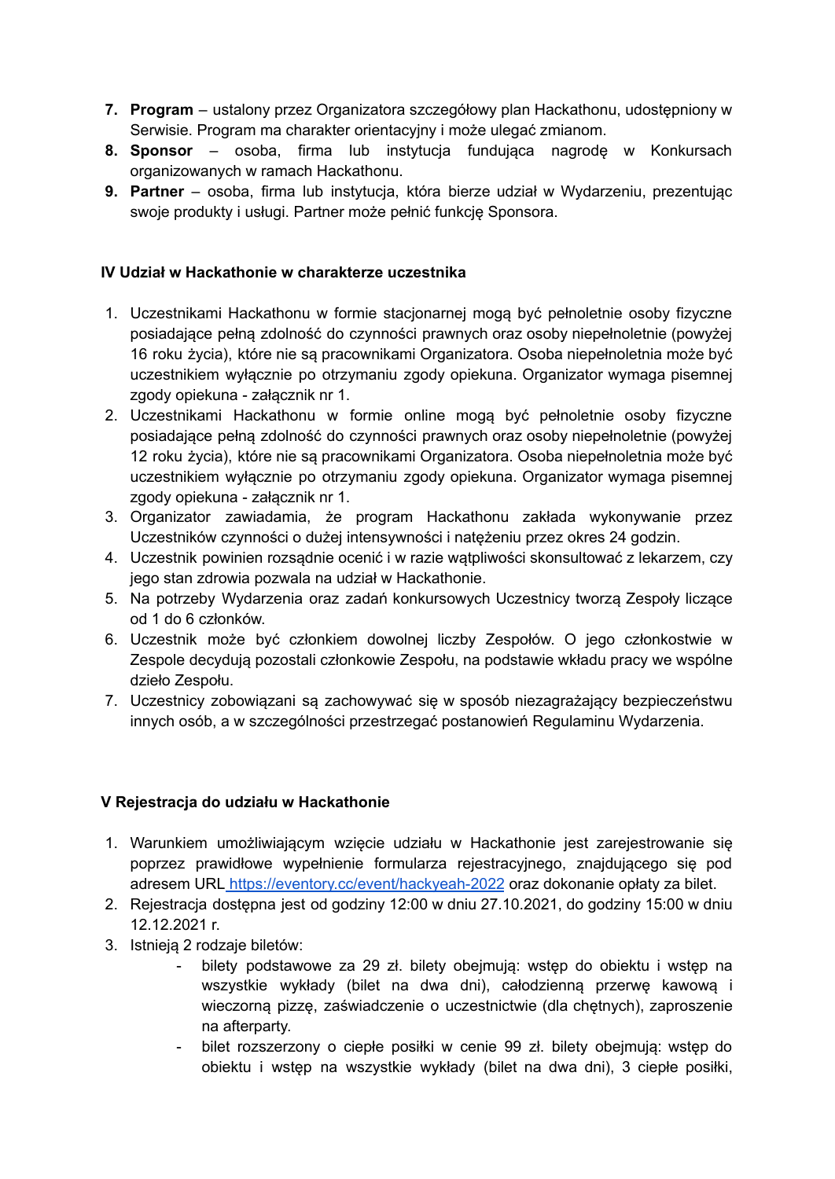7. **Program** – ustalony przez Organizatora szczegółowy plan Hackathonu, udostępniony w Serwisie. Program ma charakter orientacyjny i może ulegać zmianom.
8. **Sponsor** – osoba, firma lub instytucja fundująca nagrodę w Konkursach organizowanych w ramach Hackathonu.
9. **Partner** – osoba, firma lub instytucja, która bierze udział w Wydarzeniu, prezentując swoje produkty i usługi. Partner może pełnić funkcję Sponsora.

### IV Udział w Hackathonie w charakterze uczestnika

1. Uczestnikami Hackathonu w formie stacjonarnej mogą być pełnoletnie osoby fizyczne posiadające pełną zdolność do czynności prawnych oraz osoby niepełnoletnie (powyżej 16 roku życia), które nie są pracownikami Organizatora. Osoba niepełnoletnia może być uczestnikiem wyłącznie po otrzymaniu zgody opiekuna. Organizator wymaga pisemnej zgody opiekuna - załącznik nr 1.
2. Uczestnikami Hackathonu w formie online mogą być pełnoletnie osoby fizyczne posiadające pełną zdolność do czynności prawnych oraz osoby niepełnoletnie (powyżej 12 roku życia), które nie są pracownikami Organizatora. Osoba niepełnoletnia może być uczestnikiem wyłącznie po otrzymaniu zgody opiekuna. Organizator wymaga pisemnej zgody opiekuna - załącznik nr 1.
3. Organizator zawiadamia, że program Hackathonu zakłada wykonywanie przez Uczestników czynności o dużej intensywności i natężeniu przez okres 24 godzin.
4. Uczestnik powinien rozsądnie ocenić i w razie wątpliwości skonsultować z lekarzem, czy jego stan zdrowia pozwala na udział w Hackathonie.
5. Na potrzeby Wydarzenia oraz zadań konkursowych Uczestnicy tworzą Zespoły liczące od 1 do 6 członków.
6. Uczestnik może być członkiem dowolnej liczby Zespołów. O jego członkostwie w Zespole decydują pozostali członkowie Zespołu, na podstawie wkładu pracy we wspólne dzieło Zespołu.
7. Uczestnicy zobowiązani są zachowywać się w sposób niezagrażający bezpieczeństwu innych osób, a w szczególności przestrzegać postanowień Regulaminu Wydarzenia.

### V Rejestracja do udziału w Hackathonie

1. Warunkiem umożliwiającym wzięcie udziału w Hackathonie jest zarejestrowanie się poprzez prawidłowe wypełnienie formularza rejestracyjnego, znajdującego się pod adresem URL [https://eventory.cc/event/hackyeah-2022](https://eventory.cc/event/hackyeah-2022) oraz dokonanie opłaty za bilet.
2. Rejestracja dostępna jest od godziny 12:00 w dniu 27.10.2021, do godziny 15:00 w dniu 12.12.2021 r.
3. Istnieją 2 rodzaje biletów:
   - bilety podstawowe za 29 zł. bilety obejmują: wstęp do obiektu i wstęp na wszystkie wykłady (bilet na dwa dni), całodzienną przerwę kawową i wieczorną pizzę, zaświadczenie o uczestnictwie (dla chętnych), zaproszenie na afterparty.
   - bilet rozszerzony o ciepłe posiłki w cenie 99 zł. bilety obejmują: wstęp do obiektu i wstęp na wszystkie wykłady (bilet na dwa dni), 3 ciepłe posiłki,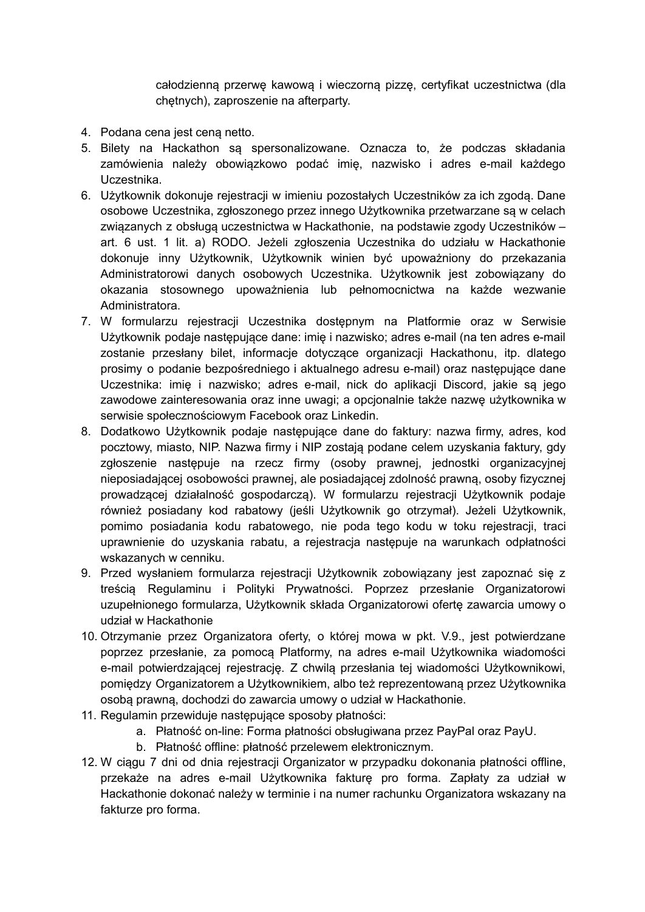całodzienną przerwę kawową i wieczorną pizzę, certyfikat uczestnictwa (dla chętnych), zaproszenie na afterparty.

4. Podana cena jest ceną netto.
5. Bilety na Hackathon są spersonalizowane. Oznacza to, że podczas składania zamówienia należy obowiązkowo podać imię, nazwisko i adres e-mail każdego Uczestnika.
6. Użytkownik dokonuje rejestracji w imieniu pozostałych Uczestników za ich zgodą. Dane osobowe Uczestnika, zgłoszonego przez innego Użytkownika przetwarzane są w celach związanych z obsługą uczestnictwa w Hackathonie, na podstawie zgody Uczestników – art. 6 ust. 1 lit. a) RODO. Jeżeli zgłoszenia Uczestnika do udziału w Hackathonie dokonuje inny Użytkownik, Użytkownik winien być upoważniony do przekazania Administratorowi danych osobowych Uczestnika. Użytkownik jest zobowiązany do okazania stosownego upoważnienia lub pełnomocnictwa na każde wezwanie Administratora.
7. W formularzu rejestracji Uczestnika dostępnym na Platformie oraz w Serwisie Użytkownik podaje następujące dane: imię i nazwisko; adres e-mail (na ten adres e-mail zostanie przesłany bilet, informacje dotyczące organizacji Hackathonu, itp. dlatego prosimy o podanie bezpośredniego i aktualnego adresu e-mail) oraz następujące dane Uczestnika: imię i nazwisko; adres e-mail, nick do aplikacji Discord, jakie są jego zawodowe zainteresowania oraz inne uwagi; a opcjonalnie także nazwę użytkownika w serwisie społecznościowym Facebook oraz Linkedin.
8. Dodatkowo Użytkownik podaje następujące dane do faktury: nazwa firmy, adres, kod pocztowy, miasto, NIP. Nazwa firmy i NIP zostają podane celem uzyskania faktury, gdy zgłoszenie następuje na rzecz firmy (osoby prawnej, jednostki organizacyjnej nieposiadającej osobowości prawnej, ale posiadającej zdolność prawną, osoby fizycznej prowadzącej działalność gospodarczą). W formularzu rejestracji Użytkownik podaje również posiadany kod rabatowy (jeśli Użytkownik go otrzymał). Jeżeli Użytkownik, pomimo posiadania kodu rabatowego, nie poda tego kodu w toku rejestracji, traci uprawnienie do uzyskania rabatu, a rejestracja następuje na warunkach odpłatności wskazanych w cenniku.
9. Przed wysłaniem formularza rejestracji Użytkownik zobowiązany jest zapoznać się z treścią Regulaminu i Polityki Prywatności. Poprzez przesłanie Organizatorowi uzupełnionego formularza, Użytkownik składa Organizatorowi ofertę zawarcia umowy o udział w Hackathonie
10. Otrzymanie przez Organizatora oferty, o której mowa w pkt. V.9., jest potwierdzane poprzez przesłanie, za pomocą Platformy, na adres e-mail Użytkownika wiadomości e-mail potwierdzającej rejestrację. Z chwilą przesłania tej wiadomości Użytkownikowi, pomiędzy Organizatorem a Użytkownikiem, albo też reprezentowaną przez Użytkownika osobą prawną, dochodzi do zawarcia umowy o udział w Hackathonie.
11. Regulamin przewiduje następujące sposoby płatności:
    a. Płatność on-line: Forma płatności obsługiwana przez PayPal oraz PayU.
    b. Płatność offline: płatność przelewem elektronicznym.
12. W ciągu 7 dni od dnia rejestracji Organizator w przypadku dokonania płatności offline, przekaże na adres e-mail Użytkownika fakturę pro forma. Zapłaty za udział w Hackathonie dokonać należy w terminie i na numer rachunku Organizatora wskazany na fakturze pro forma.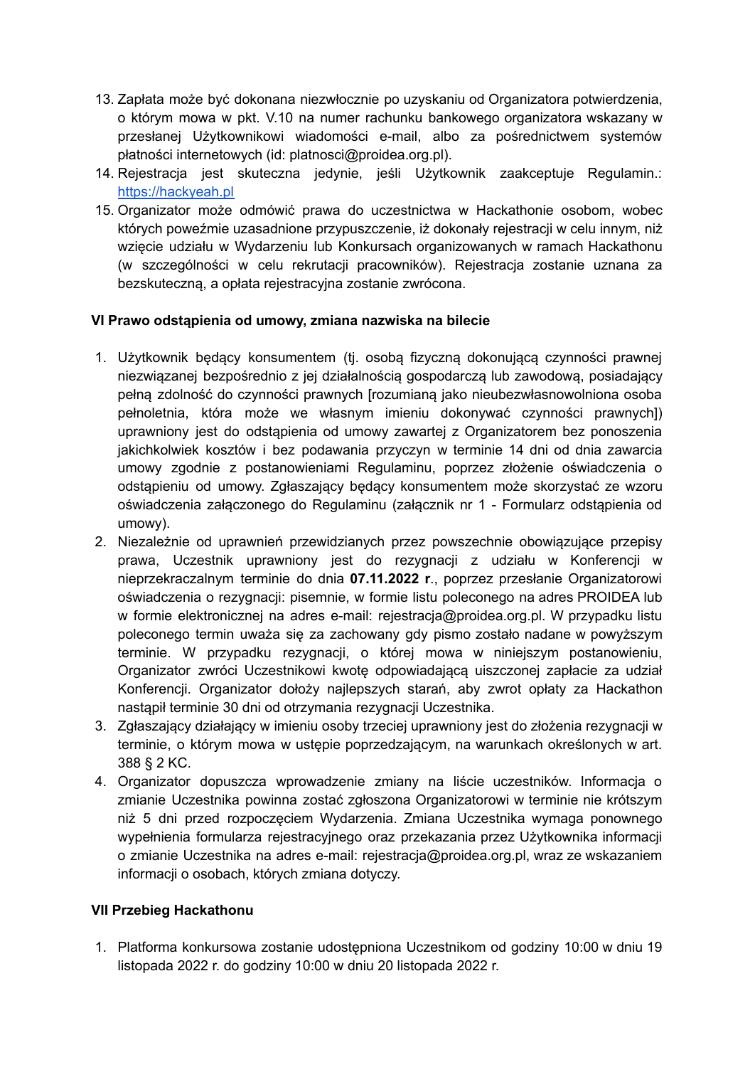13. Zapłata może być dokonana niezwłocznie po uzyskaniu od Organizatora potwierdzenia, o którym mowa w pkt. V.10 na numer rachunku bankowego organizatora wskazany w przesłanej Użytkownikowi wiadomości e-mail, albo za pośrednictwem systemów płatności internetowych (id: platnosci@proidea.org.pl).
14. Rejestracja jest skuteczna jedynie, jeśli Użytkownik zaakceptuje Regulamin.: https://hackyeah.pl
15. Organizator może odmówić prawa do uczestnictwa w Hackathonie osobom, wobec których poweźmie uzasadnione przypuszczenie, iż dokonały rejestracji w celu innym, niż wzięcie udziału w Wydarzeniu lub Konkursach organizowanych w ramach Hackathonu (w szczególności w celu rekrutacji pracowników). Rejestracja zostanie uznana za bezskuteczną, a opłata rejestracyjna zostanie zwrócona.

### VI Prawo odstąpienia od umowy, zmiana nazwiska na bilecie

1. Użytkownik będący konsumentem (tj. osobą fizyczną dokonującą czynności prawnej niezwiązanej bezpośrednio z jej działalnością gospodarczą lub zawodową, posiadający pełną zdolność do czynności prawnych [rozumianą jako nieubezwłasnowolniona osoba pełnoletnia, która może we własnym imieniu dokonywać czynności prawnych]) uprawniony jest do odstąpienia od umowy zawartej z Organizatorem bez ponoszenia jakichkolwiek kosztów i bez podawania przyczyn w terminie 14 dni od dnia zawarcia umowy zgodnie z postanowieniami Regulaminu, poprzez złożenie oświadczenia o odstąpieniu od umowy. Zgłaszający będący konsumentem może skorzystać ze wzoru oświadczenia załączonego do Regulaminu (załącznik nr 1 - Formularz odstąpienia od umowy).
2. Niezależnie od uprawnień przewidzianych przez powszechnie obowiązujące przepisy prawa, Uczestnik uprawniony jest do rezygnacji z udziału w Konferencji w nieprzekraczalnym terminie do dnia **07.11.2022 r**., poprzez przesłanie Organizatorowi oświadczenia o rezygnacji: pisemnie, w formie listu poleconego na adres PROIDEA lub w formie elektronicznej na adres e-mail: rejestracja@proidea.org.pl. W przypadku listu poleconego termin uważa się za zachowany gdy pismo zostało nadane w powyższym terminie. W przypadku rezygnacji, o której mowa w niniejszym postanowieniu, Organizator zwróci Uczestnikowi kwotę odpowiadającą uiszczonej zapłacie za udział Konferencji. Organizator dołoży najlepszych starań, aby zwrot opłaty za Hackathon nastąpił terminie 30 dni od otrzymania rezygnacji Uczestnika.
3. Zgłaszający działający w imieniu osoby trzeciej uprawniony jest do złożenia rezygnacji w terminie, o którym mowa w ustępie poprzedzającym, na warunkach określonych w art. 388 § 2 KC.
4. Organizator dopuszcza wprowadzenie zmiany na liście uczestników. Informacja o zmianie Uczestnika powinna zostać zgłoszona Organizatorowi w terminie nie krótszym niż 5 dni przed rozpoczęciem Wydarzenia. Zmiana Uczestnika wymaga ponownego wypełnienia formularza rejestracyjnego oraz przekazania przez Użytkownika informacji o zmianie Uczestnika na adres e-mail: rejestracja@proidea.org.pl, wraz ze wskazaniem informacji o osobach, których zmiana dotyczy.

### VII Przebieg Hackathonu

1. Platforma konkursowa zostanie udostępniona Uczestnikom od godziny 10:00 w dniu 19 listopada 2022 r. do godziny 10:00 w dniu 20 listopada 2022 r.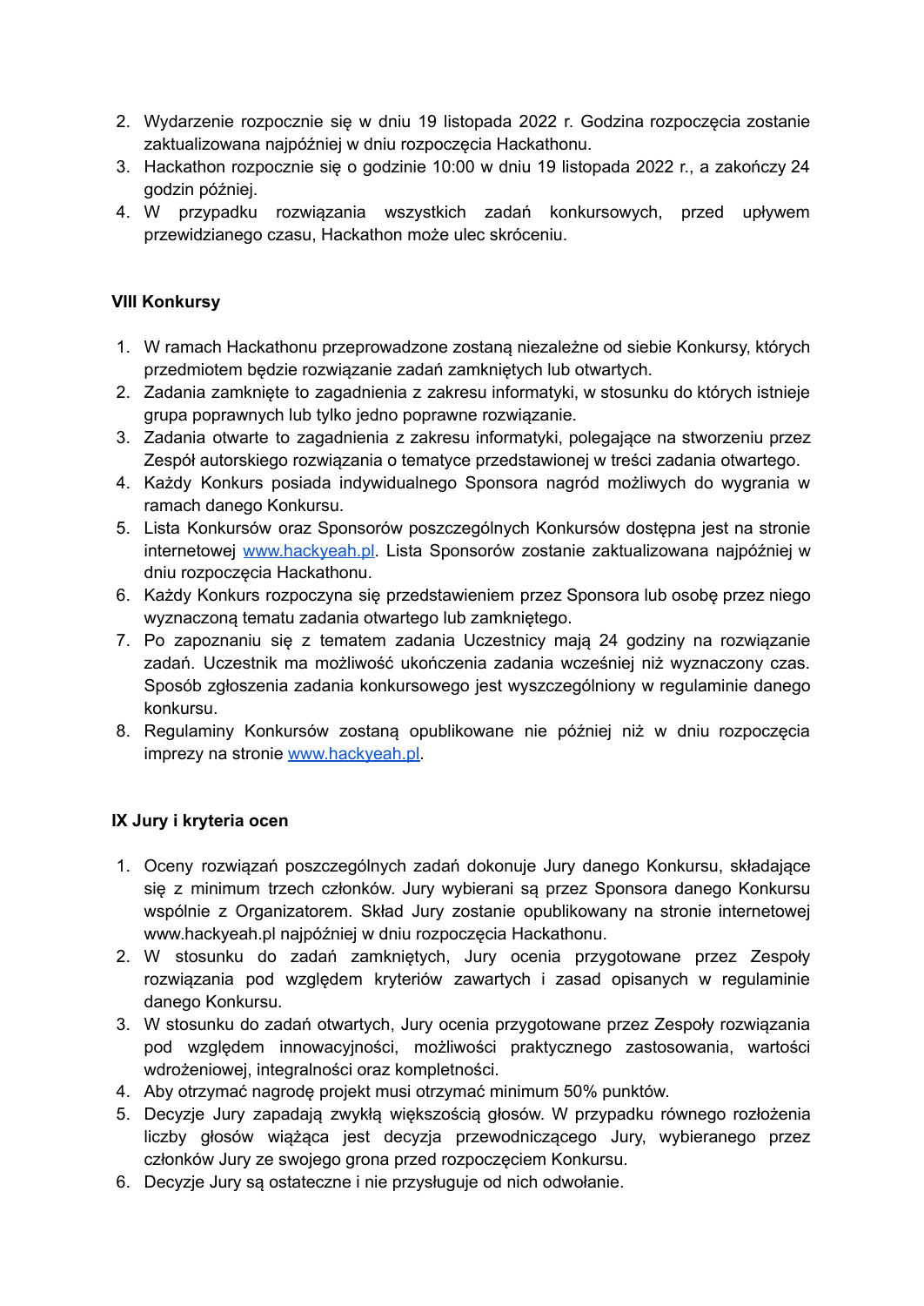2. Wydarzenie rozpocznie się w dniu 19 listopada 2022 r. Godzina rozpoczęcia zostanie zaktualizowana najpóźniej w dniu rozpoczęcia Hackathonu.
3. Hackathon rozpocznie się o godzinie 10:00 w dniu 19 listopada 2022 r., a zakończy 24 godzin później.
4. W przypadku rozwiązania wszystkich zadań konkursowych, przed upływem przewidzianego czasu, Hackathon może ulec skróceniu.

**VIII Konkursy**

1. W ramach Hackathonu przeprowadzone zostaną niezależne od siebie Konkursy, których przedmiotem będzie rozwiązanie zadań zamkniętych lub otwartych.
2. Zadania zamknięte to zagadnienia z zakresu informatyki, w stosunku do których istnieje grupa poprawnych lub tylko jedno poprawne rozwiązanie.
3. Zadania otwarte to zagadnienia z zakresu informatyki, polegające na stworzeniu przez Zespół autorskiego rozwiązania o tematyce przedstawionej w treści zadania otwartego.
4. Każdy Konkurs posiada indywidualnego Sponsora nagród możliwych do wygrania w ramach danego Konkursu.
5. Lista Konkursów oraz Sponsorów poszczególnych Konkursów dostępna jest na stronie internetowej [www.hackyeah.pl](http://www.hackyeah.pl). Lista Sponsorów zostanie zaktualizowana najpóźniej w dniu rozpoczęcia Hackathonu.
6. Każdy Konkurs rozpoczyna się przedstawieniem przez Sponsora lub osobę przez niego wyznaczoną tematu zadania otwartego lub zamkniętego.
7. Po zapoznaniu się z tematem zadania Uczestnicy mają 24 godziny na rozwiązanie zadań. Uczestnik ma możliwość ukończenia zadania wcześniej niż wyznaczony czas. Sposób zgłoszenia zadania konkursowego jest wyszczególniony w regulaminie danego konkursu.
8. Regulaminy Konkursów zostaną opublikowane nie później niż w dniu rozpoczęcia imprezy na stronie [www.hackyeah.pl](http://www.hackyeah.pl).

**IX Jury i kryteria ocen**

1. Oceny rozwiązań poszczególnych zadań dokonuje Jury danego Konkursu, składające się z minimum trzech członków. Jury wybierani są przez Sponsora danego Konkursu wspólnie z Organizatorem. Skład Jury zostanie opublikowany na stronie internetowej www.hackyeah.pl najpóźniej w dniu rozpoczęcia Hackathonu.
2. W stosunku do zadań zamkniętych, Jury ocenia przygotowane przez Zespoły rozwiązania pod względem kryteriów zawartych i zasad opisanych w regulaminie danego Konkursu.
3. W stosunku do zadań otwartych, Jury ocenia przygotowane przez Zespoły rozwiązania pod względem innowacyjności, możliwości praktycznego zastosowania, wartości wdrożeniowej, integralności oraz kompletności.
4. Aby otrzymać nagrodę projekt musi otrzymać minimum 50% punktów.
5. Decyzje Jury zapadają zwykłą większością głosów. W przypadku równego rozłożenia liczby głosów wiążąca jest decyzja przewodniczącego Jury, wybieranego przez członków Jury ze swojego grona przed rozpoczęciem Konkursu.
6. Decyzje Jury są ostateczne i nie przysługuje od nich odwołanie.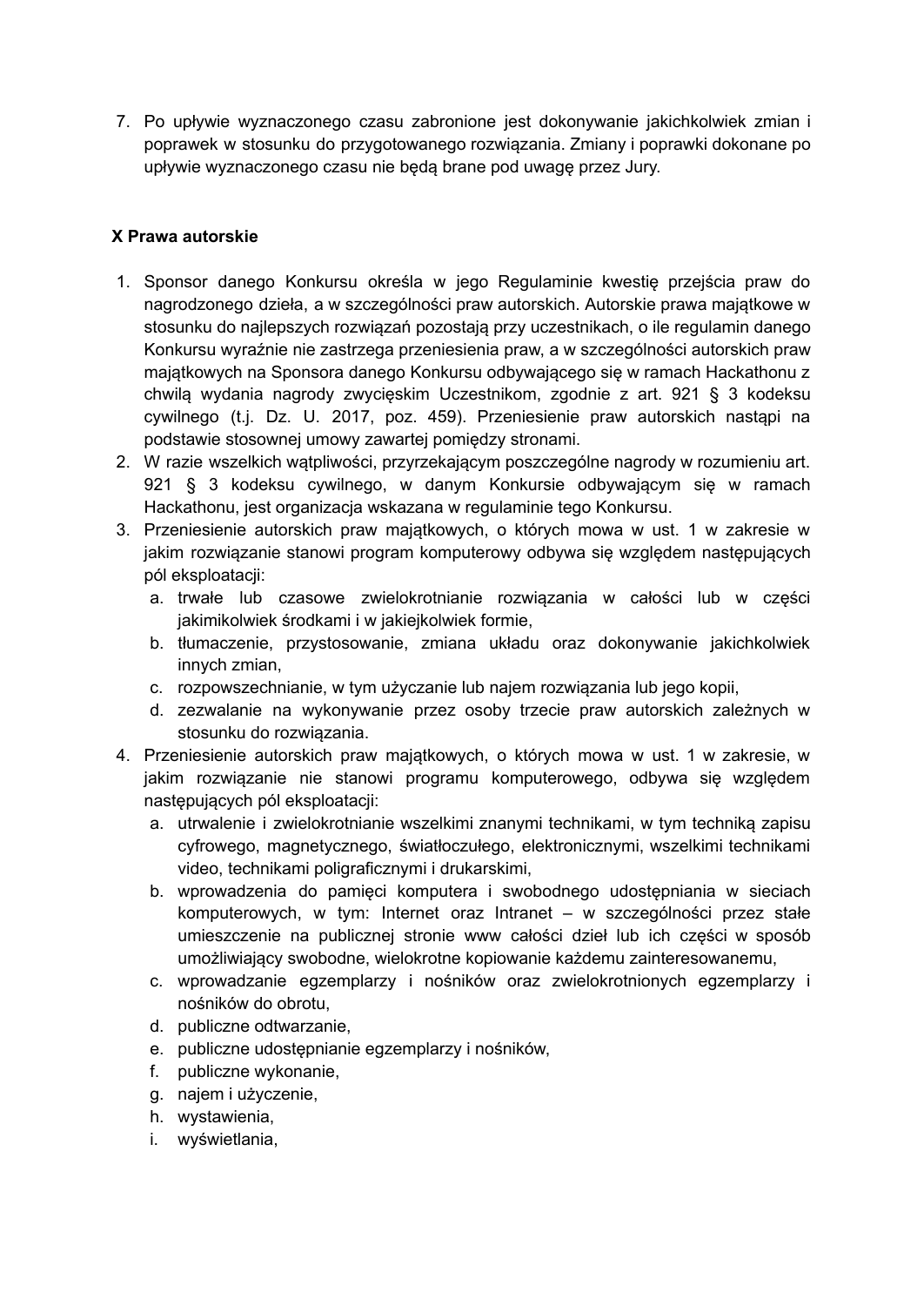7. Po upływie wyznaczonego czasu zabronione jest dokonywanie jakichkolwiek zmian i poprawek w stosunku do przygotowanego rozwiązania. Zmiany i poprawki dokonane po upływie wyznaczonego czasu nie będą brane pod uwagę przez Jury.

## X Prawa autorskie

1. Sponsor danego Konkursu określa w jego Regulaminie kwestię przejścia praw do nagrodzonego dzieła, a w szczególności praw autorskich. Autorskie prawa majątkowe w stosunku do najlepszych rozwiązań pozostają przy uczestnikach, o ile regulamin danego Konkursu wyraźnie nie zastrzega przeniesienia praw, a w szczególności autorskich praw majątkowych na Sponsora danego Konkursu odbywającego się w ramach Hackathonu z chwilą wydania nagrody zwycięskim Uczestnikom, zgodnie z art. 921 § 3 kodeksu cywilnego (t.j. Dz. U. 2017, poz. 459). Przeniesienie praw autorskich nastąpi na podstawie stosownej umowy zawartej pomiędzy stronami.
2. W razie wszelkich wątpliwości, przyrzekającym poszczególne nagrody w rozumieniu art. 921 § 3 kodeksu cywilnego, w danym Konkursie odbywającym się w ramach Hackathonu, jest organizacja wskazana w regulaminie tego Konkursu.
3. Przeniesienie autorskich praw majątkowych, o których mowa w ust. 1 w zakresie w jakim rozwiązanie stanowi program komputerowy odbywa się względem następujących pól eksploatacji:
   a. trwałe lub czasowe zwielokrotnianie rozwiązania w całości lub w części jakimikolwiek środkami i w jakiejkolwiek formie,
   b. tłumaczenie, przystosowanie, zmiana układu oraz dokonywanie jakichkolwiek innych zmian,
   c. rozpowszechnianie, w tym użyczanie lub najem rozwiązania lub jego kopii,
   d. zezwalanie na wykonywanie przez osoby trzecie praw autorskich zależnych w stosunku do rozwiązania.
4. Przeniesienie autorskich praw majątkowych, o których mowa w ust. 1 w zakresie, w jakim rozwiązanie nie stanowi programu komputerowego, odbywa się względem następujących pól eksploatacji:
   a. utrwalenie i zwielokrotnianie wszelkimi znanymi technikami, w tym techniką zapisu cyfrowego, magnetycznego, światłoczułego, elektronicznymi, wszelkimi technikami video, technikami poligraficznymi i drukarskimi,
   b. wprowadzenia do pamięci komputera i swobodnego udostępniania w sieciach komputerowych, w tym: Internet oraz Intranet – w szczególności przez stałe umieszczenie na publicznej stronie www całości dzieł lub ich części w sposób umożliwiający swobodne, wielokrotne kopiowanie każdemu zainteresowanemu,
   c. wprowadzanie egzemplarzy i nośników oraz zwielokrotnionych egzemplarzy i nośników do obrotu,
   d. publiczne odtwarzanie,
   e. publiczne udostępnianie egzemplarzy i nośników,
   f. publiczne wykonanie,
   g. najem i użyczenie,
   h. wystawienia,
   i. wyświetlania,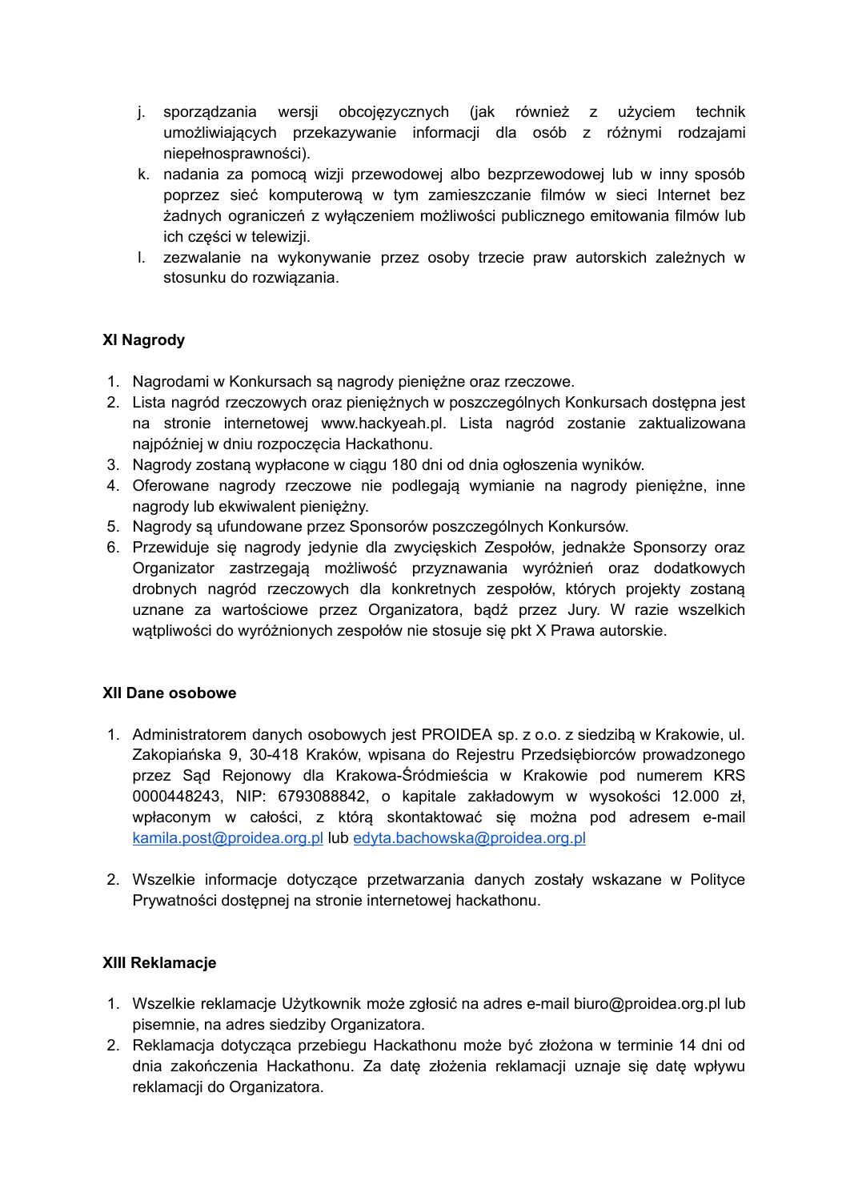j. sporządzania wersji obcojęzycznych (jak również z użyciem technik umożliwiających przekazywanie informacji dla osób z różnymi rodzajami niepełnosprawności).
k. nadania za pomocą wizji przewodowej albo bezprzewodowej lub w inny sposób poprzez sieć komputerową w tym zamieszczanie filmów w sieci Internet bez żadnych ograniczeń z wyłączeniem możliwości publicznego emitowania filmów lub ich części w telewizji.
l. zezwalanie na wykonywanie przez osoby trzecie praw autorskich zależnych w stosunku do rozwiązania.

**XI Nagrody**

1. Nagrodami w Konkursach są nagrody pieniężne oraz rzeczowe.
2. Lista nagród rzeczowych oraz pieniężnych w poszczególnych Konkursach dostępna jest na stronie internetowej www.hackyeah.pl. Lista nagród zostanie zaktualizowana najpóźniej w dniu rozpoczęcia Hackathonu.
3. Nagrody zostaną wypłacone w ciągu 180 dni od dnia ogłoszenia wyników.
4. Oferowane nagrody rzeczowe nie podlegają wymianie na nagrody pieniężne, inne nagrody lub ekwiwalent pieniężny.
5. Nagrody są ufundowane przez Sponsorów poszczególnych Konkursów.
6. Przewiduje się nagrody jedynie dla zwycięskich Zespołów, jednakże Sponsorzy oraz Organizator zastrzegają możliwość przyznawania wyróżnień oraz dodatkowych drobnych nagród rzeczowych dla konkretnych zespołów, których projekty zostaną uznane za wartościowe przez Organizatora, bądź przez Jury. W razie wszelkich wątpliwości do wyróżnionych zespołów nie stosuje się pkt X Prawa autorskie.

**XII Dane osobowe**

1. Administratorem danych osobowych jest PROIDEA sp. z o.o. z siedzibą w Krakowie, ul. Zakopiańska 9, 30-418 Kraków, wpisana do Rejestru Przedsiębiorców prowadzonego przez Sąd Rejonowy dla Krakowa-Śródmieścia w Krakowie pod numerem KRS 0000448243, NIP: 6793088842, o kapitale zakładowym w wysokości 12.000 zł, wpłaconym w całości, z którą skontaktować się można pod adresem e-mail kamila.post@proidea.org.pl lub edyta.bachowska@proidea.org.pl

2. Wszelkie informacje dotyczące przetwarzania danych zostały wskazane w Polityce Prywatności dostępnej na stronie internetowej hackathonu.

**XIII Reklamacje**

1. Wszelkie reklamacje Użytkownik może zgłosić na adres e-mail biuro@proidea.org.pl lub pisemnie, na adres siedziby Organizatora.
2. Reklamacja dotycząca przebiegu Hackathonu może być złożona w terminie 14 dni od dnia zakończenia Hackathonu. Za datę złożenia reklamacji uznaje się datę wpływu reklamacji do Organizatora.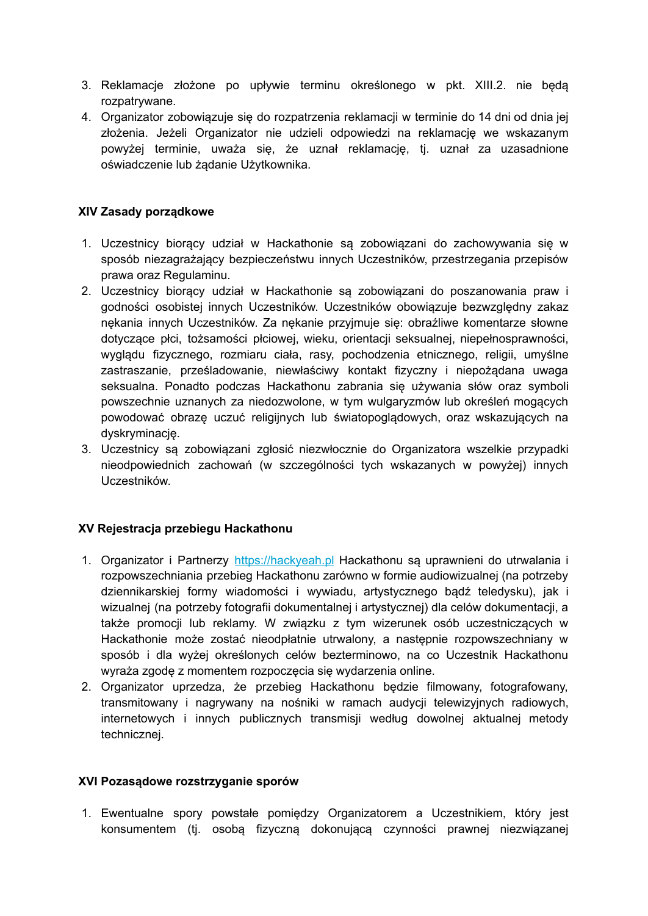3. Reklamacje złożone po upływie terminu określonego w pkt. XIII.2. nie będą rozpatrywane.
4. Organizator zobowiązuje się do rozpatrzenia reklamacji w terminie do 14 dni od dnia jej złożenia. Jeżeli Organizator nie udzieli odpowiedzi na reklamację we wskazanym powyżej terminie, uważa się, że uznał reklamację, tj. uznał za uzasadnione oświadczenie lub żądanie Użytkownika.

**XIV Zasady porządkowe**

1. Uczestnicy biorący udział w Hackathonie są zobowiązani do zachowywania się w sposób niezagrażający bezpieczeństwu innych Uczestników, przestrzegania przepisów prawa oraz Regulaminu.
2. Uczestnicy biorący udział w Hackathonie są zobowiązani do poszanowania praw i godności osobistej innych Uczestników. Uczestników obowiązuje bezwzględny zakaz nękania innych Uczestników. Za nękanie przyjmuje się: obraźliwe komentarze słowne dotyczące płci, tożsamości płciowej, wieku, orientacji seksualnej, niepełnosprawności, wyglądu fizycznego, rozmiaru ciała, rasy, pochodzenia etnicznego, religii, umyślne zastraszanie, prześladowanie, niewłaściwy kontakt fizyczny i niepożądana uwaga seksualna. Ponadto podczas Hackathonu zabrania się używania słów oraz symboli powszechnie uznanych za niedozwolone, w tym wulgaryzmów lub określeń mogących powodować obrazę uczuć religijnych lub światopoglądowych, oraz wskazujących na dyskryminację.
3. Uczestnicy są zobowiązani zgłosić niezwłocznie do Organizatora wszelkie przypadki nieodpowiednich zachowań (w szczególności tych wskazanych w powyżej) innych Uczestników.

**XV Rejestracja przebiegu Hackathonu**

1. Organizator i Partnerzy [https://hackyeah.pl](https://hackyeah.pl) Hackathonu są uprawnieni do utrwalania i rozpowszechniania przebieg Hackathonu zarówno w formie audiowizualnej (na potrzeby dziennikarskiej formy wiadomości i wywiadu, artystycznego bądź teledysku), jak i wizualnej (na potrzeby fotografii dokumentalnej i artystycznej) dla celów dokumentacji, a także promocji lub reklamy. W związku z tym wizerunek osób uczestniczących w Hackathonie może zostać nieodpłatnie utrwalony, a następnie rozpowszechniany w sposób i dla wyżej określonych celów bezterminowo, na co Uczestnik Hackathonu wyraża zgodę z momentem rozpoczęcia się wydarzenia online.
2. Organizator uprzedza, że przebieg Hackathonu będzie filmowany, fotografowany, transmitowany i nagrywany na nośniki w ramach audycji telewizyjnych radiowych, internetowych i innych publicznych transmisji według dowolnej aktualnej metody technicznej.

**XVI Pozasądowe rozstrzyganie sporów**

1. Ewentualne spory powstałe pomiędzy Organizatorem a Uczestnikiem, który jest konsumentem (tj. osobą fizyczną dokonującą czynności prawnej niezwiązanej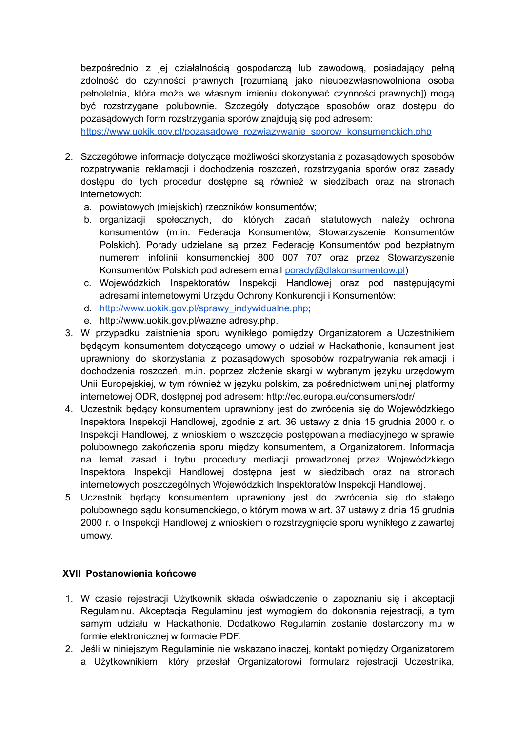bezpośrednio z jej działalnością gospodarczą lub zawodową, posiadający pełną zdolność do czynności prawnych [rozumianą jako nieubezwłasnowolniona osoba pełnoletnia, która może we własnym imieniu dokonywać czynności prawnych]) mogą być rozstrzygane polubownie. Szczegóły dotyczące sposobów oraz dostępu do pozasądowych form rozstrzygania sporów znajdują się pod adresem: [https://www.uokik.gov.pl/pozasadowe_rozwiazywanie_sporow_konsumenckich.php](https://www.uokik.gov.pl/pozasadowe_rozwiazywanie_sporow_konsumenckich.php)

2. Szczegółowe informacje dotyczące możliwości skorzystania z pozasądowych sposobów rozpatrywania reklamacji i dochodzenia roszczeń, rozstrzygania sporów oraz zasady dostępu do tych procedur dostępne są również w siedzibach oraz na stronach internetowych:
   a. powiatowych (miejskich) rzeczników konsumentów;
   b. organizacji społecznych, do których zadań statutowych należy ochrona konsumentów (m.in. Federacja Konsumentów, Stowarzyszenie Konsumentów Polskich). Porady udzielane są przez Federację Konsumentów pod bezpłatnym numerem infolinii konsumenckiej 800 007 707 oraz przez Stowarzyszenie Konsumentów Polskich pod adresem email [porady@dlakonsumentow.pl](mailto:porady@dlakonsumentow.pl))
   c. Wojewódzkich Inspektoratów Inspekcji Handlowej oraz pod następującymi adresami internetowymi Urzędu Ochrony Konkurencji i Konsumentów:
   d. [http://www.uokik.gov.pl/sprawy_indywidualne.php](http://www.uokik.gov.pl/sprawy_indywidualne.php);
   e. http://www.uokik.gov.pl/wazne adresy.php.
3. W przypadku zaistnienia sporu wynikłego pomiędzy Organizatorem a Uczestnikiem będącym konsumentem dotyczącego umowy o udział w Hackathonie, konsument jest uprawniony do skorzystania z pozasądowych sposobów rozpatrywania reklamacji i dochodzenia roszczeń, m.in. poprzez złożenie skargi w wybranym języku urzędowym Unii Europejskiej, w tym również w języku polskim, za pośrednictwem unijnej platformy internetowej ODR, dostępnej pod adresem: http://ec.europa.eu/consumers/odr/
4. Uczestnik będący konsumentem uprawniony jest do zwrócenia się do Wojewódzkiego Inspektora Inspekcji Handlowej, zgodnie z art. 36 ustawy z dnia 15 grudnia 2000 r. o Inspekcji Handlowej, z wnioskiem o wszczęcie postępowania mediacyjnego w sprawie polubownego zakończenia sporu między konsumentem, a Organizatorem. Informacja na temat zasad i trybu procedury mediacji prowadzonej przez Wojewódzkiego Inspektora Inspekcji Handlowej dostępna jest w siedzibach oraz na stronach internetowych poszczególnych Wojewódzkich Inspektoratów Inspekcji Handlowej.
5. Uczestnik będący konsumentem uprawniony jest do zwrócenia się do stałego polubownego sądu konsumenckiego, o którym mowa w art. 37 ustawy z dnia 15 grudnia 2000 r. o Inspekcji Handlowej z wnioskiem o rozstrzygnięcie sporu wynikłego z zawartej umowy.

## XVII Postanowienia końcowe

1. W czasie rejestracji Użytkownik składa oświadczenie o zapoznaniu się i akceptacji Regulaminu. Akceptacja Regulaminu jest wymogiem do dokonania rejestracji, a tym samym udziału w Hackathonie. Dodatkowo Regulamin zostanie dostarczony mu w formie elektronicznej w formacie PDF.
2. Jeśli w niniejszym Regulaminie nie wskazano inaczej, kontakt pomiędzy Organizatorem a Użytkownikiem, który przesłał Organizatorowi formularz rejestracji Uczestnika,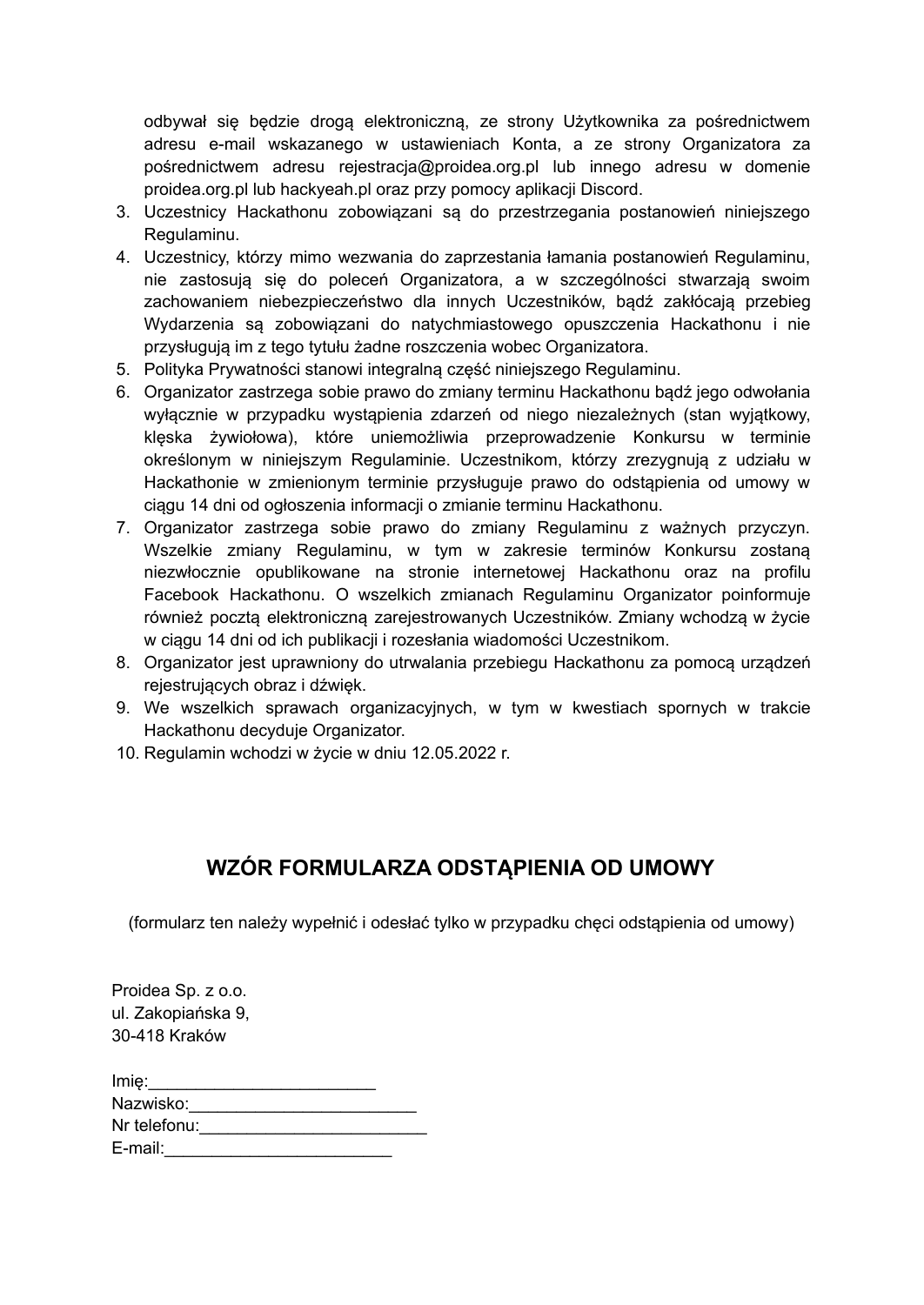odbywał się będzie drogą elektroniczną, ze strony Użytkownika za pośrednictwem adresu e-mail wskazanego w ustawieniach Konta, a ze strony Organizatora za pośrednictwem adresu rejestracja@proidea.org.pl lub innego adresu w domenie proidea.org.pl lub hackyeah.pl oraz przy pomocy aplikacji Discord.

3. Uczestnicy Hackathonu zobowiązani są do przestrzegania postanowień niniejszego Regulaminu.
4. Uczestnicy, którzy mimo wezwania do zaprzestania łamania postanowień Regulaminu, nie zastosują się do poleceń Organizatora, a w szczególności stwarzają swoim zachowaniem niebezpieczeństwo dla innych Uczestników, bądź zakłócają przebieg Wydarzenia są zobowiązani do natychmiastowego opuszczenia Hackathonu i nie przysługują im z tego tytułu żadne roszczenia wobec Organizatora.
5. Polityka Prywatności stanowi integralną część niniejszego Regulaminu.
6. Organizator zastrzega sobie prawo do zmiany terminu Hackathonu bądź jego odwołania wyłącznie w przypadku wystąpienia zdarzeń od niego niezależnych (stan wyjątkowy, klęska żywiołowa), które uniemożliwia przeprowadzenie Konkursu w terminie określonym w niniejszym Regulaminie. Uczestnikom, którzy zrezygnują z udziału w Hackathonie w zmienionym terminie przysługuje prawo do odstąpienia od umowy w ciągu 14 dni od ogłoszenia informacji o zmianie terminu Hackathonu.
7. Organizator zastrzega sobie prawo do zmiany Regulaminu z ważnych przyczyn. Wszelkie zmiany Regulaminu, w tym w zakresie terminów Konkursu zostaną niezwłocznie opublikowane na stronie internetowej Hackathonu oraz na profilu Facebook Hackathonu. O wszelkich zmianach Regulaminu Organizator poinformuje również pocztą elektroniczną zarejestrowanych Uczestników. Zmiany wchodzą w życie w ciągu 14 dni od ich publikacji i rozesłania wiadomości Uczestnikom.
8. Organizator jest uprawniony do utrwalania przebiegu Hackathonu za pomocą urządzeń rejestrujących obraz i dźwięk.
9. We wszelkich sprawach organizacyjnych, w tym w kwestiach spornych w trakcie Hackathonu decyduje Organizator.
10. Regulamin wchodzi w życie w dniu 12.05.2022 r.

## WZÓR FORMULARZA ODSTĄPIENIA OD UMOWY

(formularz ten należy wypełnić i odesłać tylko w przypadku chęci odstąpienia od umowy)

Proidea Sp. z o.o.
ul. Zakopiańska 9,
30-418 Kraków

Imię:_________________________
Nazwisko:_________________________
Nr telefonu:_________________________
E-mail:_________________________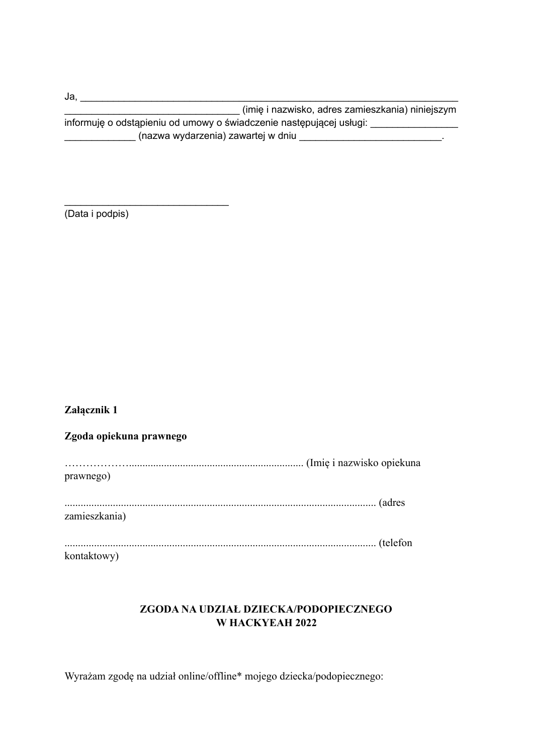Ja, ___________________________________________________________________________
_________________________________ (imię i nazwisko, adres zamieszkania) niniejszym informuję o odstąpieniu od umowy o świadczenie następującej usługi: ________________
_____________ (nazwa wydarzenia) zawartej w dniu ___________________________.

______________________________
(Data i podpis)

**Załącznik 1**

**Zgoda opiekuna prawnego**

……………….............................................................. (Imię i nazwisko opiekuna prawnego)

.................................................................................................................. (adres zamieszkania)

.................................................................................................................. (telefon kontaktowy)

**ZGODA NA UDZIAŁ DZIECKA/PODOPIECZNEGO W HACKYEAH 2022**

Wyrażam zgodę na udział online/offline* mojego dziecka/podopiecznego: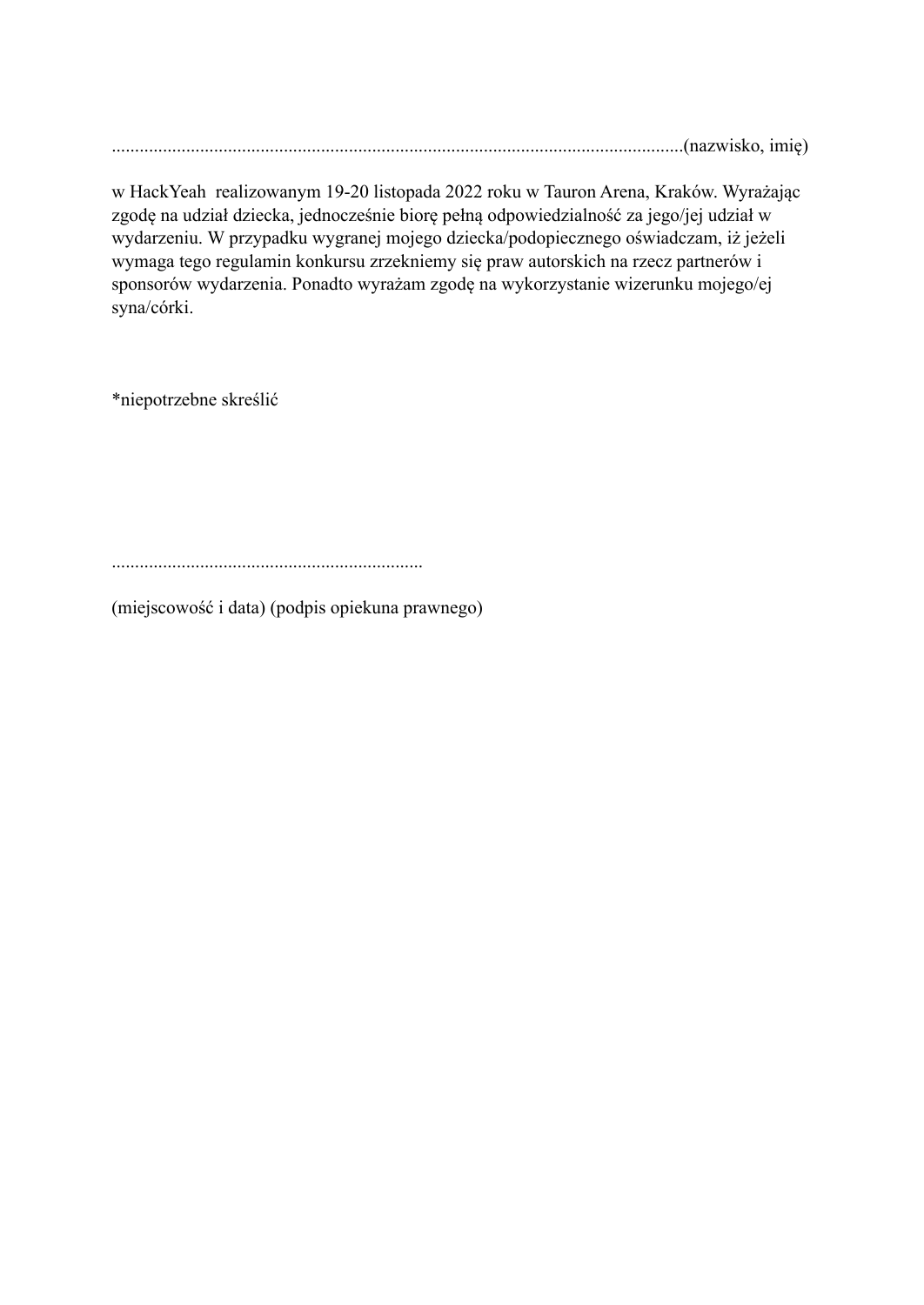............................................................................................................................(nazwisko, imię)

w HackYeah realizowanym 19-20 listopada 2022 roku w Tauron Arena, Kraków. Wyrażając zgodę na udział dziecka, jednocześnie biorę pełną odpowiedzialność za jego/jej udział w wydarzeniu. W przypadku wygranej mojego dziecka/podopiecznego oświadczam, iż jeżeli wymaga tego regulamin konkursu zrzekniemy się praw autorskich na rzecz partnerów i sponsorów wydarzenia. Ponadto wyrażam zgodę na wykorzystanie wizerunku mojego/ej syna/córki.

*niepotrzebne skreślić

..................................................................

(miejscowość i data) (podpis opiekuna prawnego)